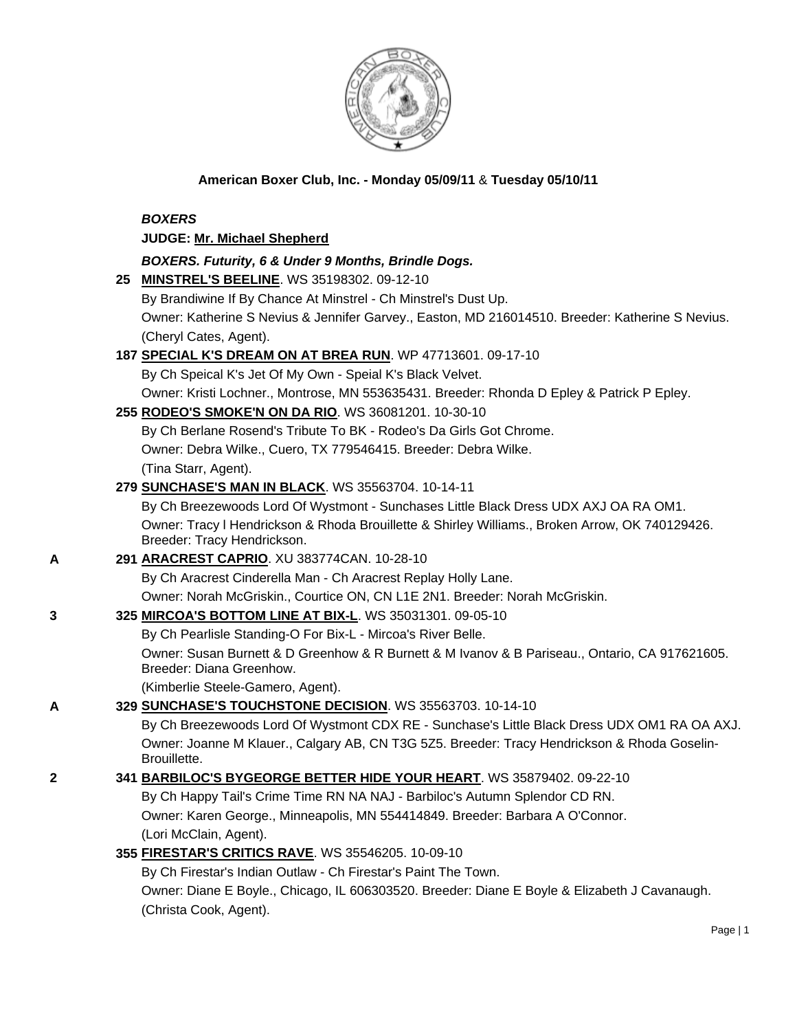**American Boxer Club, Inc. - Monday 05/09/11 & Tuesday 05/10/11**

***BOXERS***

**JUDGE: Mr. Michael Shepherd**

***BOXERS. Futurity, 6 & Under 9 Months, Brindle Dogs.***

**25 MINSTREL'S BEELINE**. WS 35198302. 09-12-10
By Brandiwine If By Chance At Minstrel - Ch Minstrel's Dust Up.
Owner: Katherine S Nevius & Jennifer Garvey., Easton, MD 216014510. Breeder: Katherine S Nevius.
(Cheryl Cates, Agent).

**187 SPECIAL K'S DREAM ON AT BREA RUN**. WP 47713601. 09-17-10
By Ch Speical K's Jet Of My Own - Speial K's Black Velvet.
Owner: Kristi Lochner., Montrose, MN 553635431. Breeder: Rhonda D Epley & Patrick P Epley.

**255 RODEO'S SMOKE'N ON DA RIO**. WS 36081201. 10-30-10
By Ch Berlane Rosend's Tribute To BK - Rodeo's Da Girls Got Chrome.
Owner: Debra Wilke., Cuero, TX 779546415. Breeder: Debra Wilke.
(Tina Starr, Agent).

**279 SUNCHASE'S MAN IN BLACK**. WS 35563704. 10-14-11
By Ch Breezewoods Lord Of Wystmont - Sunchases Little Black Dress UDX AXJ OA RA OM1.
Owner: Tracy l Hendrickson & Rhoda Brouillette & Shirley Williams., Broken Arrow, OK 740129426.
Breeder: Tracy Hendrickson.

A **291 ARACREST CAPRIO**. XU 383774CAN. 10-28-10
By Ch Aracrest Cinderella Man - Ch Aracrest Replay Holly Lane.
Owner: Norah McGriskin., Courtice ON, CN L1E 2N1. Breeder: Norah McGriskin.

3 **325 MIRCOA'S BOTTOM LINE AT BIX-L**. WS 35031301. 09-05-10
By Ch Pearlisle Standing-O For Bix-L - Mircoa's River Belle.
Owner: Susan Burnett & D Greenhow & R Burnett & M Ivanov & B Pariseau., Ontario, CA 917621605.
Breeder: Diana Greenhow.
(Kimberlie Steele-Gamero, Agent).

A **329 SUNCHASE'S TOUCHSTONE DECISION**. WS 35563703. 10-14-10
By Ch Breezewoods Lord Of Wystmont CDX RE - Sunchase's Little Black Dress UDX OM1 RA OA AXJ.
Owner: Joanne M Klauer., Calgary AB, CN T3G 5Z5. Breeder: Tracy Hendrickson & Rhoda Goselin-Brouillette.

2 **341 BARBILOC'S BYGEORGE BETTER HIDE YOUR HEART**. WS 35879402. 09-22-10
By Ch Happy Tail's Crime Time RN NA NAJ - Barbiloc's Autumn Splendor CD RN.
Owner: Karen George., Minneapolis, MN 554414849. Breeder: Barbara A O'Connor.
(Lori McClain, Agent).

**355 FIRESTAR'S CRITICS RAVE**. WS 35546205. 10-09-10
By Ch Firestar's Indian Outlaw - Ch Firestar's Paint The Town.
Owner: Diane E Boyle., Chicago, IL 606303520. Breeder: Diane E Boyle & Elizabeth J Cavanaugh.
(Christa Cook, Agent).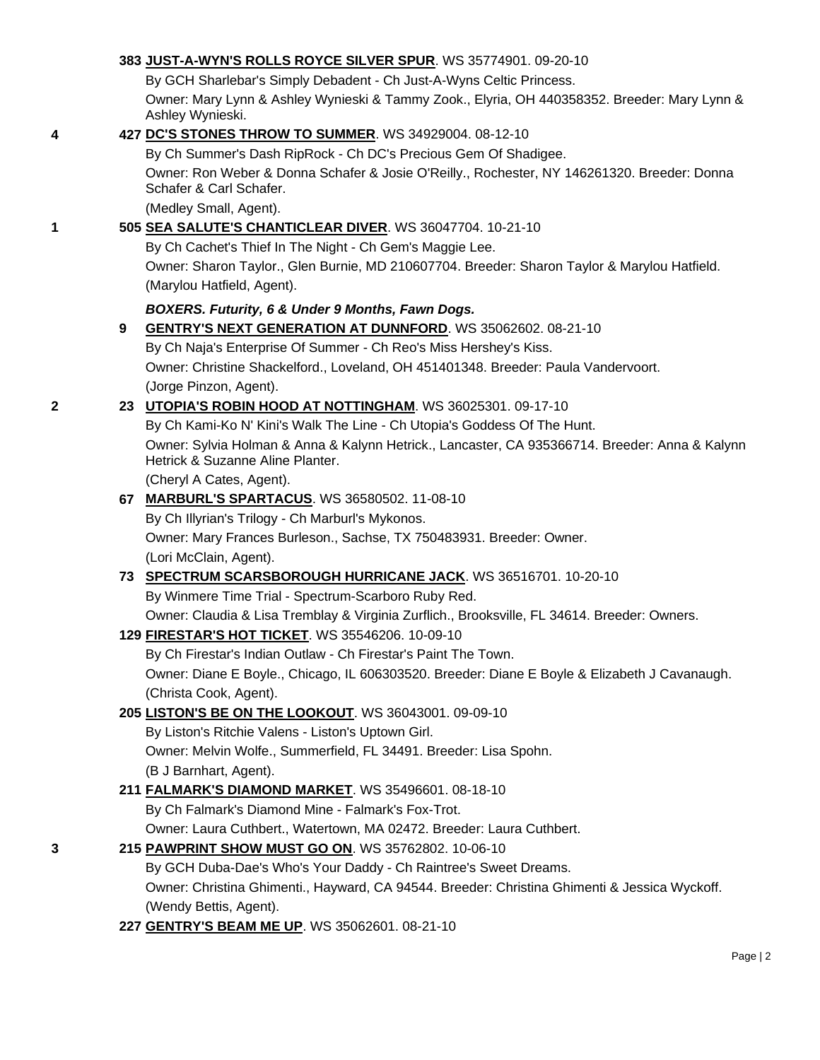**383 JUST-A-WYN'S ROLLS ROYCE SILVER SPUR**. WS 35774901. 09-20-10
By GCH Sharlebar's Simply Debadent - Ch Just-A-Wyns Celtic Princess.
Owner: Mary Lynn & Ashley Wynieski & Tammy Zook., Elyria, OH 440358352. Breeder: Mary Lynn & Ashley Wynieski.

4 **427 DC'S STONES THROW TO SUMMER**. WS 34929004. 08-12-10
By Ch Summer's Dash RipRock - Ch DC's Precious Gem Of Shadigee.
Owner: Ron Weber & Donna Schafer & Josie O'Reilly., Rochester, NY 146261320. Breeder: Donna Schafer & Carl Schafer.
(Medley Small, Agent).

1 **505 SEA SALUTE'S CHANTICLEAR DIVER**. WS 36047704. 10-21-10
By Ch Cachet's Thief In The Night - Ch Gem's Maggie Lee.
Owner: Sharon Taylor., Glen Burnie, MD 210607704. Breeder: Sharon Taylor & Marylou Hatfield.
(Marylou Hatfield, Agent).

***BOXERS. Futurity, 6 & Under 9 Months, Fawn Dogs.***

**9 GENTRY'S NEXT GENERATION AT DUNNFORD**. WS 35062602. 08-21-10
By Ch Naja's Enterprise Of Summer - Ch Reo's Miss Hershey's Kiss.
Owner: Christine Shackelford., Loveland, OH 451401348. Breeder: Paula Vandervoort.
(Jorge Pinzon, Agent).

2 **23 UTOPIA'S ROBIN HOOD AT NOTTINGHAM**. WS 36025301. 09-17-10
By Ch Kami-Ko N' Kini's Walk The Line - Ch Utopia's Goddess Of The Hunt.
Owner: Sylvia Holman & Anna & Kalynn Hetrick., Lancaster, CA 935366714. Breeder: Anna & Kalynn Hetrick & Suzanne Aline Planter.
(Cheryl A Cates, Agent).

**67 MARBURL'S SPARTACUS**. WS 36580502. 11-08-10
By Ch Illyrian's Trilogy - Ch Marburl's Mykonos.
Owner: Mary Frances Burleson., Sachse, TX 750483931. Breeder: Owner.
(Lori McClain, Agent).

**73 SPECTRUM SCARSBOROUGH HURRICANE JACK**. WS 36516701. 10-20-10
By Winmere Time Trial - Spectrum-Scarboro Ruby Red.
Owner: Claudia & Lisa Tremblay & Virginia Zurflich., Brooksville, FL 34614. Breeder: Owners.

**129 FIRESTAR'S HOT TICKET**. WS 35546206. 10-09-10
By Ch Firestar's Indian Outlaw - Ch Firestar's Paint The Town.
Owner: Diane E Boyle., Chicago, IL 606303520. Breeder: Diane E Boyle & Elizabeth J Cavanaugh.
(Christa Cook, Agent).

**205 LISTON'S BE ON THE LOOKOUT**. WS 36043001. 09-09-10
By Liston's Ritchie Valens - Liston's Uptown Girl.
Owner: Melvin Wolfe., Summerfield, FL 34491. Breeder: Lisa Spohn.
(B J Barnhart, Agent).

**211 FALMARK'S DIAMOND MARKET**. WS 35496601. 08-18-10
By Ch Falmark's Diamond Mine - Falmark's Fox-Trot.
Owner: Laura Cuthbert., Watertown, MA 02472. Breeder: Laura Cuthbert.

3 **215 PAWPRINT SHOW MUST GO ON**. WS 35762802. 10-06-10
By GCH Duba-Dae's Who's Your Daddy - Ch Raintree's Sweet Dreams.
Owner: Christina Ghimenti., Hayward, CA 94544. Breeder: Christina Ghimenti & Jessica Wyckoff.
(Wendy Bettis, Agent).

**227 GENTRY'S BEAM ME UP**. WS 35062601. 08-21-10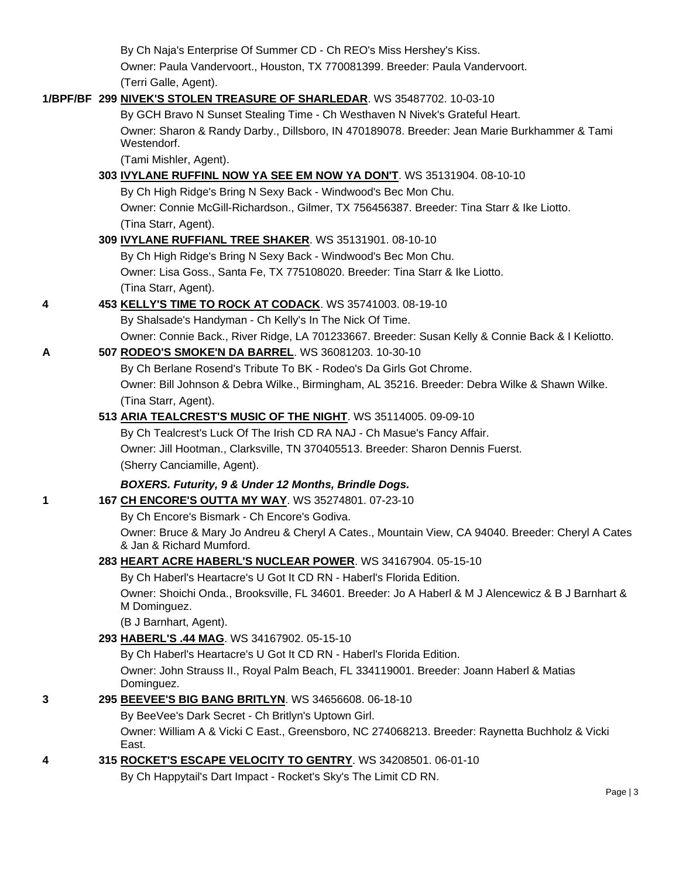By Ch Naja's Enterprise Of Summer CD - Ch REO's Miss Hershey's Kiss.
Owner: Paula Vandervoort., Houston, TX 770081399. Breeder: Paula Vandervoort.
(Terri Galle, Agent).

**1/BPF/BF** 299 **NIVEK'S STOLEN TREASURE OF SHARLEDAR**. WS 35487702. 10-03-10
By GCH Bravo N Sunset Stealing Time - Ch Westhaven N Nivek's Grateful Heart.
Owner: Sharon & Randy Darby., Dillsboro, IN 470189078. Breeder: Jean Marie Burkhammer & Tami Westendorf.
(Tami Mishler, Agent).

303 **IVYLANE RUFFINL NOW YA SEE EM NOW YA DON'T**. WS 35131904. 08-10-10
By Ch High Ridge's Bring N Sexy Back - Windwood's Bec Mon Chu.
Owner: Connie McGill-Richardson., Gilmer, TX 756456387. Breeder: Tina Starr & Ike Liotto.
(Tina Starr, Agent).

309 **IVYLANE RUFFIANL TREE SHAKER**. WS 35131901. 08-10-10
By Ch High Ridge's Bring N Sexy Back - Windwood's Bec Mon Chu.
Owner: Lisa Goss., Santa Fe, TX 775108020. Breeder: Tina Starr & Ike Liotto.
(Tina Starr, Agent).

**4** 453 **KELLY'S TIME TO ROCK AT CODACK**. WS 35741003. 08-19-10
By Shalsade's Handyman - Ch Kelly's In The Nick Of Time.
Owner: Connie Back., River Ridge, LA 701233667. Breeder: Susan Kelly & Connie Back & I Keliotto.

**A** 507 **RODEO'S SMOKE'N DA BARREL**. WS 36081203. 10-30-10
By Ch Berlane Rosend's Tribute To BK - Rodeo's Da Girls Got Chrome.
Owner: Bill Johnson & Debra Wilke., Birmingham, AL 35216. Breeder: Debra Wilke & Shawn Wilke.
(Tina Starr, Agent).

513 **ARIA TEALCREST'S MUSIC OF THE NIGHT**. WS 35114005. 09-09-10
By Ch Tealcrest's Luck Of The Irish CD RA NAJ - Ch Masue's Fancy Affair.
Owner: Jill Hootman., Clarksville, TN 370405513. Breeder: Sharon Dennis Fuerst.
(Sherry Canciamille, Agent).

***BOXERS. Futurity, 9 & Under 12 Months, Brindle Dogs.***

**1** 167 **CH ENCORE'S OUTTA MY WAY**. WS 35274801. 07-23-10
By Ch Encore's Bismark - Ch Encore's Godiva.
Owner: Bruce & Mary Jo Andreu & Cheryl A Cates., Mountain View, CA 94040. Breeder: Cheryl A Cates & Jan & Richard Mumford.

283 **HEART ACRE HABERL'S NUCLEAR POWER**. WS 34167904. 05-15-10
By Ch Haberl's Heartacre's U Got It CD RN - Haberl's Florida Edition.
Owner: Shoichi Onda., Brooksville, FL 34601. Breeder: Jo A Haberl & M J Alencewicz & B J Barnhart & M Dominguez.
(B J Barnhart, Agent).

293 **HABERL'S .44 MAG**. WS 34167902. 05-15-10
By Ch Haberl's Heartacre's U Got It CD RN - Haberl's Florida Edition.
Owner: John Strauss II., Royal Palm Beach, FL 334119001. Breeder: Joann Haberl & Matias Dominguez.

**3** 295 **BEEVEE'S BIG BANG BRITLYN**. WS 34656608. 06-18-10
By BeeVee's Dark Secret - Ch Britlyn's Uptown Girl.
Owner: William A & Vicki C East., Greensboro, NC 274068213. Breeder: Raynetta Buchholz & Vicki East.

**4** 315 **ROCKET'S ESCAPE VELOCITY TO GENTRY**. WS 34208501. 06-01-10
By Ch Happytail's Dart Impact - Rocket's Sky's The Limit CD RN.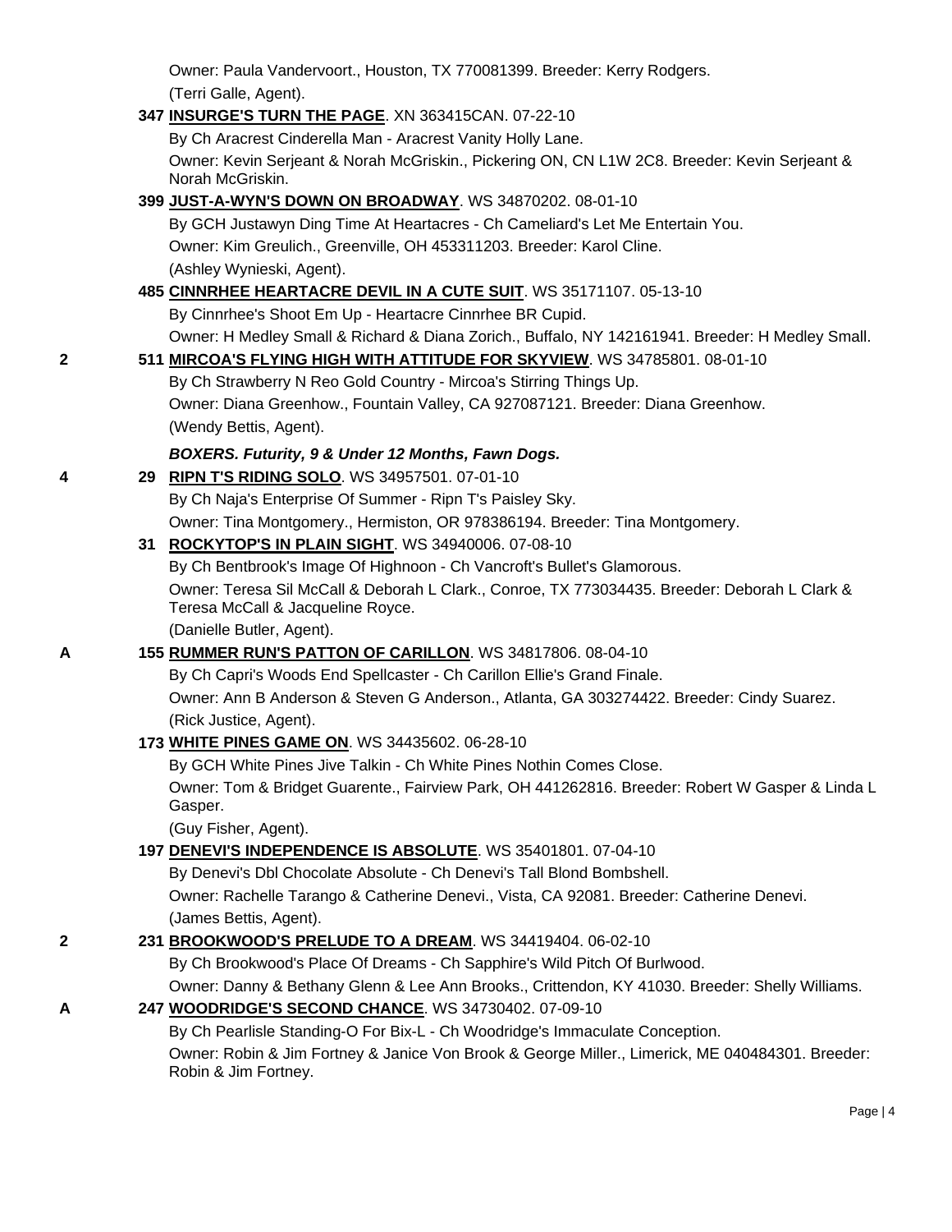Owner: Paula Vandervoort., Houston, TX 770081399. Breeder: Kerry Rodgers.
(Terri Galle, Agent).

**347 INSURGE'S TURN THE PAGE**. XN 363415CAN. 07-22-10
By Ch Aracrest Cinderella Man - Aracrest Vanity Holly Lane.
Owner: Kevin Serjeant & Norah McGriskin., Pickering ON, CN L1W 2C8. Breeder: Kevin Serjeant & Norah McGriskin.

**399 JUST-A-WYN'S DOWN ON BROADWAY**. WS 34870202. 08-01-10
By GCH Justawyn Ding Time At Heartacres - Ch Cameliard's Let Me Entertain You.
Owner: Kim Greulich., Greenville, OH 453311203. Breeder: Karol Cline.
(Ashley Wynieski, Agent).

**485 CINNRHEE HEARTACRE DEVIL IN A CUTE SUIT**. WS 35171107. 05-13-10
By Cinnrhee's Shoot Em Up - Heartacre Cinnrhee BR Cupid.
Owner: H Medley Small & Richard & Diana Zorich., Buffalo, NY 142161941. Breeder: H Medley Small.

2 **511 MIRCOA'S FLYING HIGH WITH ATTITUDE FOR SKYVIEW**. WS 34785801. 08-01-10
By Ch Strawberry N Reo Gold Country - Mircoa's Stirring Things Up.
Owner: Diana Greenhow., Fountain Valley, CA 927087121. Breeder: Diana Greenhow.
(Wendy Bettis, Agent).

***BOXERS. Futurity, 9 & Under 12 Months, Fawn Dogs.***

4 **29 RIPN T'S RIDING SOLO**. WS 34957501. 07-01-10
By Ch Naja's Enterprise Of Summer - Ripn T's Paisley Sky.
Owner: Tina Montgomery., Hermiston, OR 978386194. Breeder: Tina Montgomery.

**31 ROCKYTOP'S IN PLAIN SIGHT**. WS 34940006. 07-08-10
By Ch Bentbrook's Image Of Highnoon - Ch Vancroft's Bullet's Glamorous.
Owner: Teresa Sil McCall & Deborah L Clark., Conroe, TX 773034435. Breeder: Deborah L Clark & Teresa McCall & Jacqueline Royce.
(Danielle Butler, Agent).

A **155 RUMMER RUN'S PATTON OF CARILLON**. WS 34817806. 08-04-10
By Ch Capri's Woods End Spellcaster - Ch Carillon Ellie's Grand Finale.
Owner: Ann B Anderson & Steven G Anderson., Atlanta, GA 303274422. Breeder: Cindy Suarez.
(Rick Justice, Agent).

**173 WHITE PINES GAME ON**. WS 34435602. 06-28-10
By GCH White Pines Jive Talkin - Ch White Pines Nothin Comes Close.
Owner: Tom & Bridget Guarente., Fairview Park, OH 441262816. Breeder: Robert W Gasper & Linda L Gasper.
(Guy Fisher, Agent).

**197 DENEVI'S INDEPENDENCE IS ABSOLUTE**. WS 35401801. 07-04-10
By Denevi's Dbl Chocolate Absolute - Ch Denevi's Tall Blond Bombshell.
Owner: Rachelle Tarango & Catherine Denevi., Vista, CA 92081. Breeder: Catherine Denevi.
(James Bettis, Agent).

2 **231 BROOKWOOD'S PRELUDE TO A DREAM**. WS 34419404. 06-02-10
By Ch Brookwood's Place Of Dreams - Ch Sapphire's Wild Pitch Of Burlwood.
Owner: Danny & Bethany Glenn & Lee Ann Brooks., Crittendon, KY 41030. Breeder: Shelly Williams.

A **247 WOODRIDGE'S SECOND CHANCE**. WS 34730402. 07-09-10
By Ch Pearlisle Standing-O For Bix-L - Ch Woodridge's Immaculate Conception.
Owner: Robin & Jim Fortney & Janice Von Brook & George Miller., Limerick, ME 040484301. Breeder: Robin & Jim Fortney.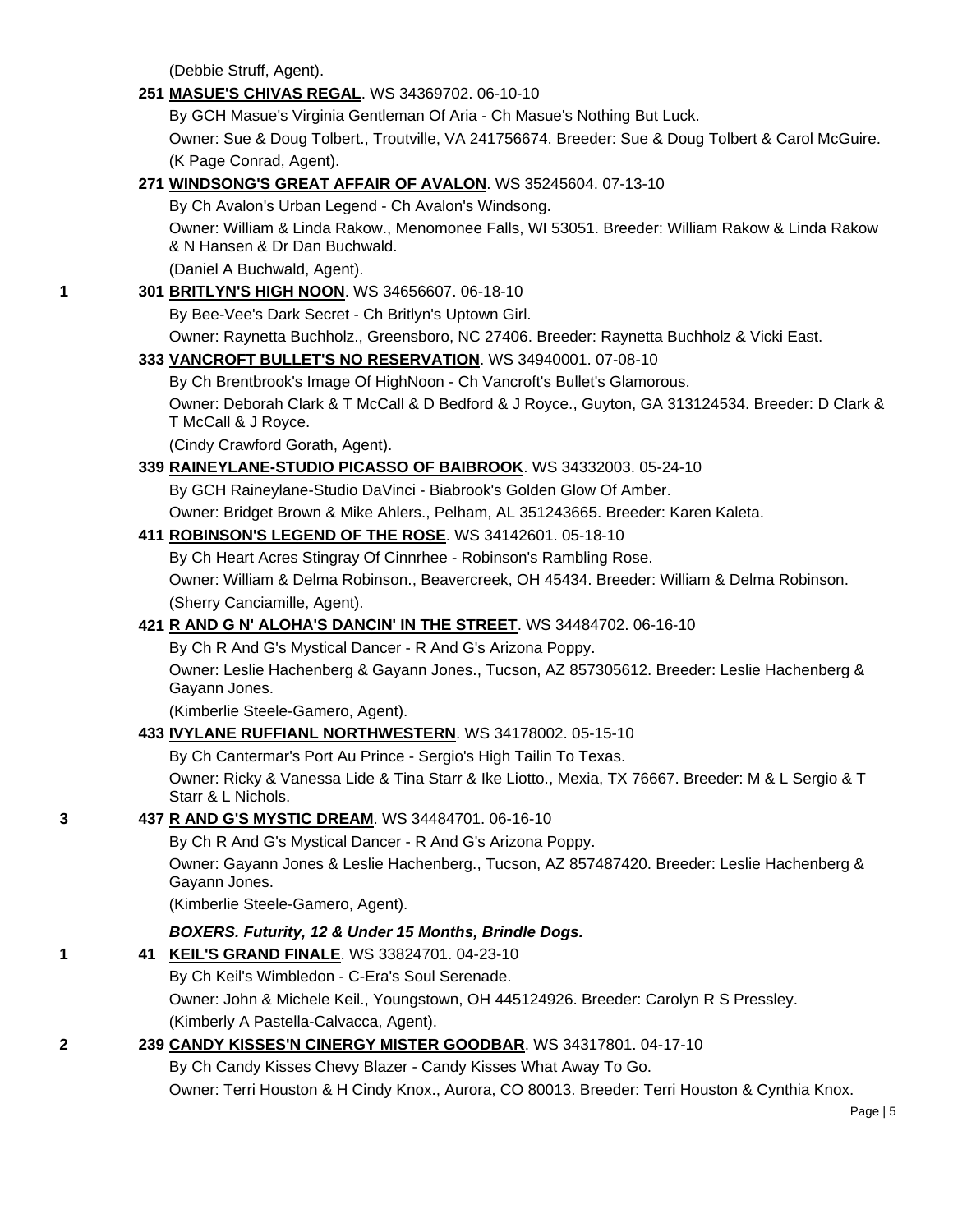(Debbie Struff, Agent).

**251 MASUE'S CHIVAS REGAL**. WS 34369702. 06-10-10
By GCH Masue's Virginia Gentleman Of Aria - Ch Masue's Nothing But Luck.
Owner: Sue & Doug Tolbert., Troutville, VA 241756674. Breeder: Sue & Doug Tolbert & Carol McGuire.
(K Page Conrad, Agent).

**271 WINDSONG'S GREAT AFFAIR OF AVALON**. WS 35245604. 07-13-10
By Ch Avalon's Urban Legend - Ch Avalon's Windsong.
Owner: William & Linda Rakow., Menomonee Falls, WI 53051. Breeder: William Rakow & Linda Rakow & N Hansen & Dr Dan Buchwald.
(Daniel A Buchwald, Agent).

1 **301 BRITLYN'S HIGH NOON**. WS 34656607. 06-18-10
By Bee-Vee's Dark Secret - Ch Britlyn's Uptown Girl.
Owner: Raynetta Buchholz., Greensboro, NC 27406. Breeder: Raynetta Buchholz & Vicki East.

**333 VANCROFT BULLET'S NO RESERVATION**. WS 34940001. 07-08-10
By Ch Brentbrook's Image Of HighNoon - Ch Vancroft's Bullet's Glamorous.
Owner: Deborah Clark & T McCall & D Bedford & J Royce., Guyton, GA 313124534. Breeder: D Clark & T McCall & J Royce.
(Cindy Crawford Gorath, Agent).

**339 RAINEYLANE-STUDIO PICASSO OF BAIBROOK**. WS 34332003. 05-24-10
By GCH Raineylane-Studio DaVinci - Biabrook's Golden Glow Of Amber.
Owner: Bridget Brown & Mike Ahlers., Pelham, AL 351243665. Breeder: Karen Kaleta.

**411 ROBINSON'S LEGEND OF THE ROSE**. WS 34142601. 05-18-10
By Ch Heart Acres Stingray Of Cinnrhee - Robinson's Rambling Rose.
Owner: William & Delma Robinson., Beavercreek, OH 45434. Breeder: William & Delma Robinson.
(Sherry Canciamille, Agent).

**421 R AND G N' ALOHA'S DANCIN' IN THE STREET**. WS 34484702. 06-16-10
By Ch R And G's Mystical Dancer - R And G's Arizona Poppy.
Owner: Leslie Hachenberg & Gayann Jones., Tucson, AZ 857305612. Breeder: Leslie Hachenberg & Gayann Jones.
(Kimberlie Steele-Gamero, Agent).

**433 IVYLANE RUFFIANL NORTHWESTERN**. WS 34178002. 05-15-10
By Ch Cantermar's Port Au Prince - Sergio's High Tailin To Texas.
Owner: Ricky & Vanessa Lide & Tina Starr & Ike Liotto., Mexia, TX 76667. Breeder: M & L Sergio & T Starr & L Nichols.

3 **437 R AND G'S MYSTIC DREAM**. WS 34484701. 06-16-10
By Ch R And G's Mystical Dancer - R And G's Arizona Poppy.
Owner: Gayann Jones & Leslie Hachenberg., Tucson, AZ 857487420. Breeder: Leslie Hachenberg & Gayann Jones.
(Kimberlie Steele-Gamero, Agent).

***BOXERS. Futurity, 12 & Under 15 Months, Brindle Dogs.***

1 **41 KEIL'S GRAND FINALE**. WS 33824701. 04-23-10
By Ch Keil's Wimbledon - C-Era's Soul Serenade.
Owner: John & Michele Keil., Youngstown, OH 445124926. Breeder: Carolyn R S Pressley.
(Kimberly A Pastella-Calvacca, Agent).

2 **239 CANDY KISSES'N CINERGY MISTER GOODBAR**. WS 34317801. 04-17-10
By Ch Candy Kisses Chevy Blazer - Candy Kisses What Away To Go.
Owner: Terri Houston & H Cindy Knox., Aurora, CO 80013. Breeder: Terri Houston & Cynthia Knox.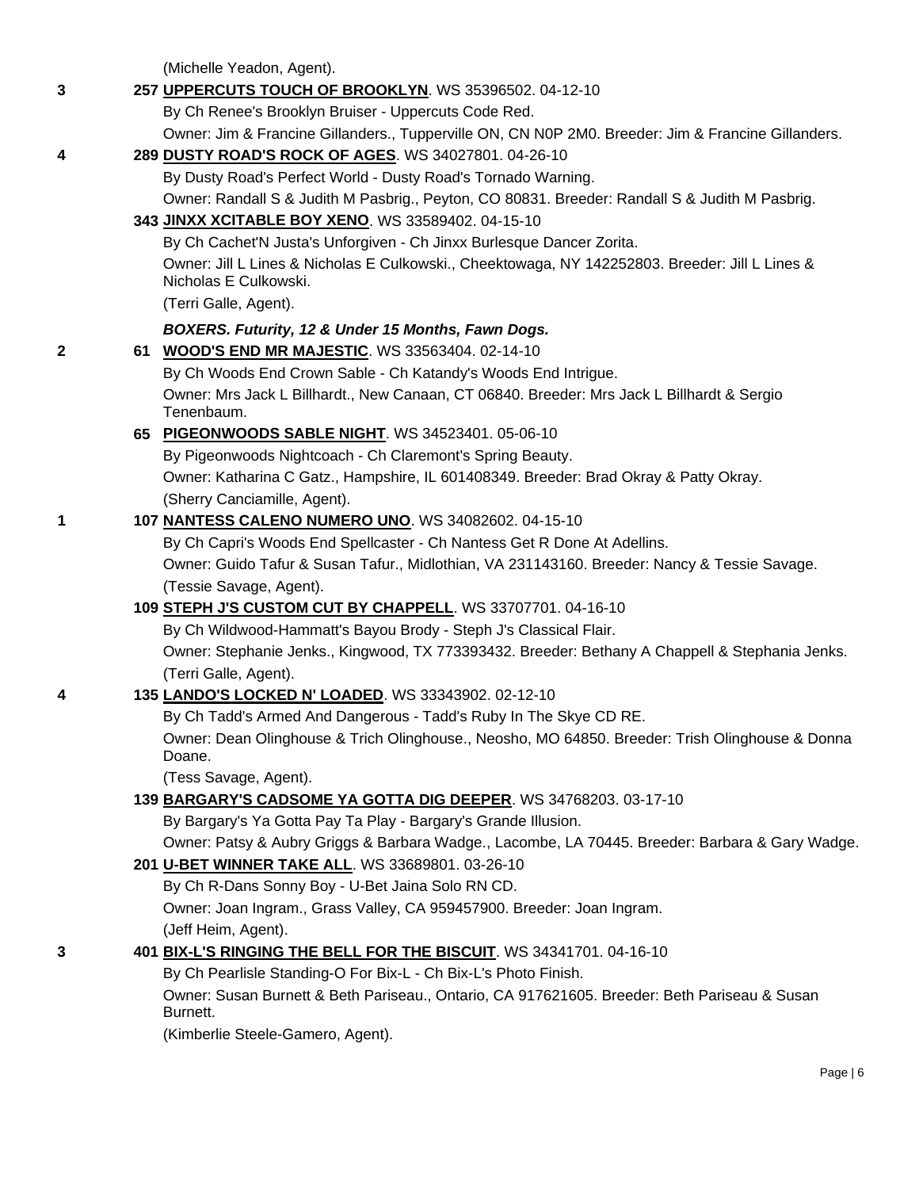(Michelle Yeadon, Agent).

**3** **257 UPPERCUTS TOUCH OF BROOKLYN**. WS 35396502. 04-12-10
By Ch Renee's Brooklyn Bruiser - Uppercuts Code Red.
Owner: Jim & Francine Gillanders., Tupperville ON, CN N0P 2M0. Breeder: Jim & Francine Gillanders.

**4** **289 DUSTY ROAD'S ROCK OF AGES**. WS 34027801. 04-26-10
By Dusty Road's Perfect World - Dusty Road's Tornado Warning.
Owner: Randall S & Judith M Pasbrig., Peyton, CO 80831. Breeder: Randall S & Judith M Pasbrig.

**343 JINXX XCITABLE BOY XENO**. WS 33589402. 04-15-10
By Ch Cachet'N Justa's Unforgiven - Ch Jinxx Burlesque Dancer Zorita.
Owner: Jill L Lines & Nicholas E Culkowski., Cheektowaga, NY 142252803. Breeder: Jill L Lines & Nicholas E Culkowski.
(Terri Galle, Agent).

***BOXERS. Futurity, 12 & Under 15 Months, Fawn Dogs.***

**2** **61 WOOD'S END MR MAJESTIC**. WS 33563404. 02-14-10
By Ch Woods End Crown Sable - Ch Katandy's Woods End Intrigue.
Owner: Mrs Jack L Billhardt., New Canaan, CT 06840. Breeder: Mrs Jack L Billhardt & Sergio Tenenbaum.

**65 PIGEONWOODS SABLE NIGHT**. WS 34523401. 05-06-10
By Pigeonwoods Nightcoach - Ch Claremont's Spring Beauty.
Owner: Katharina C Gatz., Hampshire, IL 601408349. Breeder: Brad Okray & Patty Okray.
(Sherry Canciamille, Agent).

**1** **107 NANTESS CALENO NUMERO UNO**. WS 34082602. 04-15-10
By Ch Capri's Woods End Spellcaster - Ch Nantess Get R Done At Adellins.
Owner: Guido Tafur & Susan Tafur., Midlothian, VA 231143160. Breeder: Nancy & Tessie Savage.
(Tessie Savage, Agent).

**109 STEPH J'S CUSTOM CUT BY CHAPPELL**. WS 33707701. 04-16-10
By Ch Wildwood-Hammatt's Bayou Brody - Steph J's Classical Flair.
Owner: Stephanie Jenks., Kingwood, TX 773393432. Breeder: Bethany A Chappell & Stephania Jenks.
(Terri Galle, Agent).

**4** **135 LANDO'S LOCKED N' LOADED**. WS 33343902. 02-12-10
By Ch Tadd's Armed And Dangerous - Tadd's Ruby In The Skye CD RE.
Owner: Dean Olinghouse & Trich Olinghouse., Neosho, MO 64850. Breeder: Trish Olinghouse & Donna Doane.
(Tess Savage, Agent).

**139 BARGARY'S CADSOME YA GOTTA DIG DEEPER**. WS 34768203. 03-17-10
By Bargary's Ya Gotta Pay Ta Play - Bargary's Grande Illusion.
Owner: Patsy & Aubry Griggs & Barbara Wadge., Lacombe, LA 70445. Breeder: Barbara & Gary Wadge.

**201 U-BET WINNER TAKE ALL**. WS 33689801. 03-26-10
By Ch R-Dans Sonny Boy - U-Bet Jaina Solo RN CD.
Owner: Joan Ingram., Grass Valley, CA 959457900. Breeder: Joan Ingram.
(Jeff Heim, Agent).

**3** **401 BIX-L'S RINGING THE BELL FOR THE BISCUIT**. WS 34341701. 04-16-10
By Ch Pearlisle Standing-O For Bix-L - Ch Bix-L's Photo Finish.
Owner: Susan Burnett & Beth Pariseau., Ontario, CA 917621605. Breeder: Beth Pariseau & Susan Burnett.
(Kimberlie Steele-Gamero, Agent).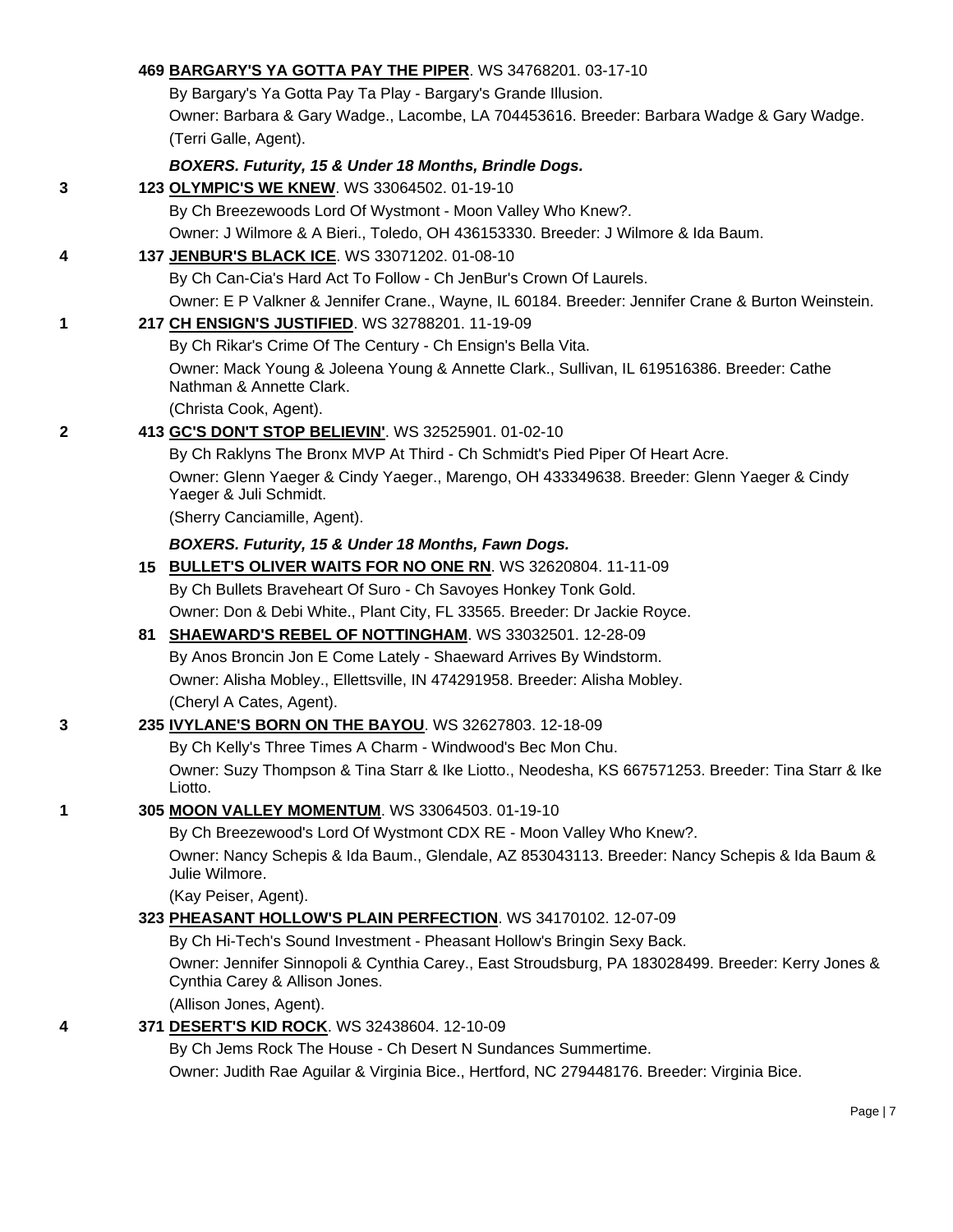**469 BARGARY'S YA GOTTA PAY THE PIPER**. WS 34768201. 03-17-10

By Bargary's Ya Gotta Pay Ta Play - Bargary's Grande Illusion.

Owner: Barbara & Gary Wadge., Lacombe, LA 704453616. Breeder: Barbara Wadge & Gary Wadge.

(Terri Galle, Agent).

***BOXERS. Futurity, 15 & Under 18 Months, Brindle Dogs.***

3 **123 OLYMPIC'S WE KNEW**. WS 33064502. 01-19-10

By Ch Breezewoods Lord Of Wystmont - Moon Valley Who Knew?.

Owner: J Wilmore & A Bieri., Toledo, OH 436153330. Breeder: J Wilmore & Ida Baum.

4 **137 JENBUR'S BLACK ICE**. WS 33071202. 01-08-10

By Ch Can-Cia's Hard Act To Follow - Ch JenBur's Crown Of Laurels.

Owner: E P Valkner & Jennifer Crane., Wayne, IL 60184. Breeder: Jennifer Crane & Burton Weinstein.

1 **217 CH ENSIGN'S JUSTIFIED**. WS 32788201. 11-19-09

By Ch Rikar's Crime Of The Century - Ch Ensign's Bella Vita.

Owner: Mack Young & Joleena Young & Annette Clark., Sullivan, IL 619516386. Breeder: Cathe Nathman & Annette Clark.

(Christa Cook, Agent).

2 **413 GC'S DON'T STOP BELIEVIN'**. WS 32525901. 01-02-10

By Ch Raklyns The Bronx MVP At Third - Ch Schmidt's Pied Piper Of Heart Acre.

Owner: Glenn Yaeger & Cindy Yaeger., Marengo, OH 433349638. Breeder: Glenn Yaeger & Cindy Yaeger & Juli Schmidt.

(Sherry Canciamille, Agent).

***BOXERS. Futurity, 15 & Under 18 Months, Fawn Dogs.***

**15 BULLET'S OLIVER WAITS FOR NO ONE RN**. WS 32620804. 11-11-09

By Ch Bullets Braveheart Of Suro - Ch Savoyes Honkey Tonk Gold.

Owner: Don & Debi White., Plant City, FL 33565. Breeder: Dr Jackie Royce.

**81 SHAEWARD'S REBEL OF NOTTINGHAM**. WS 33032501. 12-28-09

By Anos Broncin Jon E Come Lately - Shaeward Arrives By Windstorm.

Owner: Alisha Mobley., Ellettsville, IN 474291958. Breeder: Alisha Mobley.

(Cheryl A Cates, Agent).

3 **235 IVYLANE'S BORN ON THE BAYOU**. WS 32627803. 12-18-09

By Ch Kelly's Three Times A Charm - Windwood's Bec Mon Chu.

Owner: Suzy Thompson & Tina Starr & Ike Liotto., Neodesha, KS 667571253. Breeder: Tina Starr & Ike Liotto.

1 **305 MOON VALLEY MOMENTUM**. WS 33064503. 01-19-10

By Ch Breezewood's Lord Of Wystmont CDX RE - Moon Valley Who Knew?.

Owner: Nancy Schepis & Ida Baum., Glendale, AZ 853043113. Breeder: Nancy Schepis & Ida Baum & Julie Wilmore.

(Kay Peiser, Agent).

**323 PHEASANT HOLLOW'S PLAIN PERFECTION**. WS 34170102. 12-07-09

By Ch Hi-Tech's Sound Investment - Pheasant Hollow's Bringin Sexy Back.

Owner: Jennifer Sinnopoli & Cynthia Carey., East Stroudsburg, PA 183028499. Breeder: Kerry Jones & Cynthia Carey & Allison Jones.

(Allison Jones, Agent).

4 **371 DESERT'S KID ROCK**. WS 32438604. 12-10-09

By Ch Jems Rock The House - Ch Desert N Sundances Summertime.

Owner: Judith Rae Aguilar & Virginia Bice., Hertford, NC 279448176. Breeder: Virginia Bice.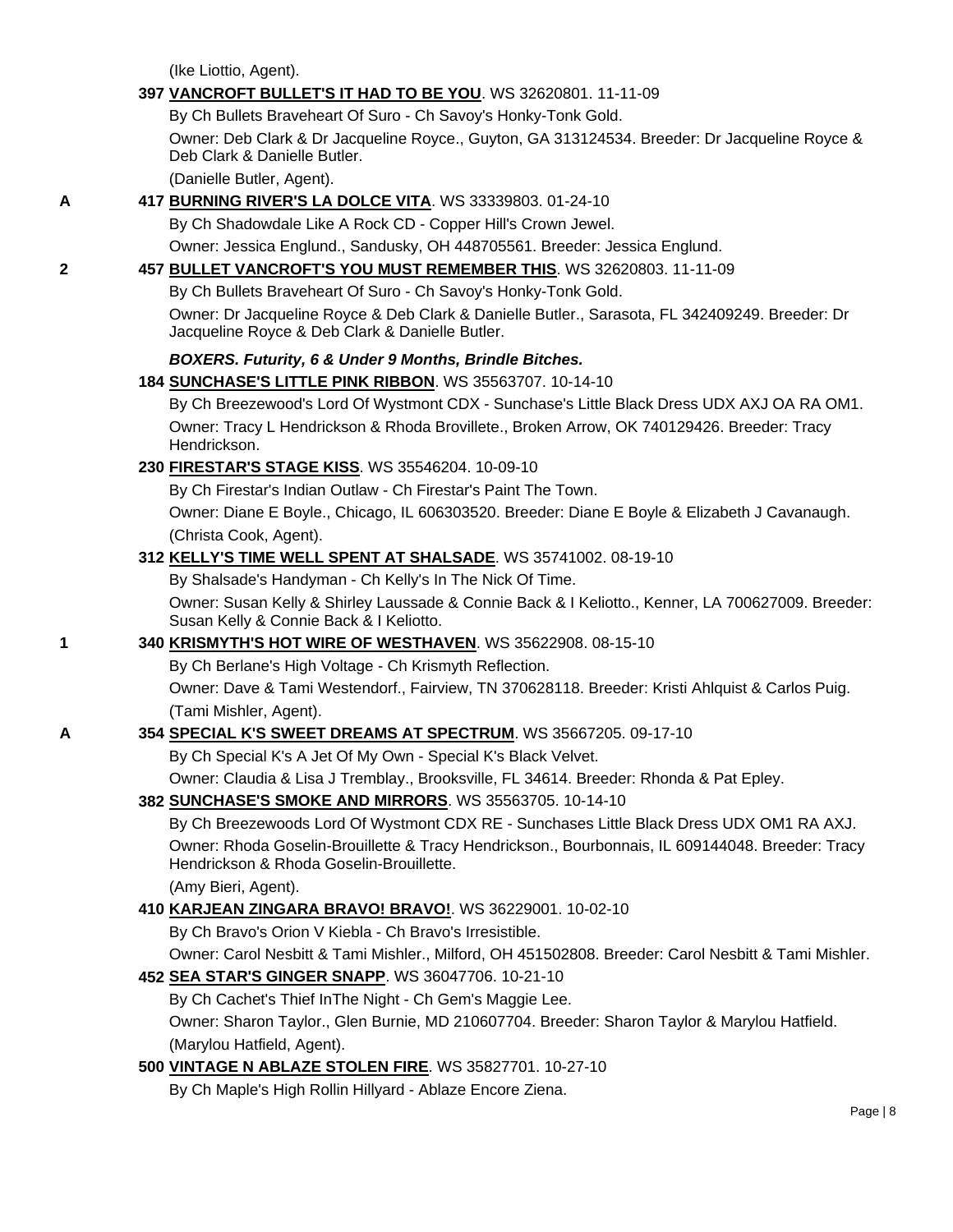(Ike Liottio, Agent).

**397 VANCROFT BULLET'S IT HAD TO BE YOU**. WS 32620801. 11-11-09

By Ch Bullets Braveheart Of Suro - Ch Savoy's Honky-Tonk Gold.

Owner: Deb Clark & Dr Jacqueline Royce., Guyton, GA 313124534. Breeder: Dr Jacqueline Royce & Deb Clark & Danielle Butler.

(Danielle Butler, Agent).

A **417 BURNING RIVER'S LA DOLCE VITA**. WS 33339803. 01-24-10

By Ch Shadowdale Like A Rock CD - Copper Hill's Crown Jewel.

Owner: Jessica Englund., Sandusky, OH 448705561. Breeder: Jessica Englund.

2 **457 BULLET VANCROFT'S YOU MUST REMEMBER THIS**. WS 32620803. 11-11-09

By Ch Bullets Braveheart Of Suro - Ch Savoy's Honky-Tonk Gold.

Owner: Dr Jacqueline Royce & Deb Clark & Danielle Butler., Sarasota, FL 342409249. Breeder: Dr Jacqueline Royce & Deb Clark & Danielle Butler.

***BOXERS. Futurity, 6 & Under 9 Months, Brindle Bitches.***

**184 SUNCHASE'S LITTLE PINK RIBBON**. WS 35563707. 10-14-10

By Ch Breezewood's Lord Of Wystmont CDX - Sunchase's Little Black Dress UDX AXJ OA RA OM1.

Owner: Tracy L Hendrickson & Rhoda Brovillete., Broken Arrow, OK 740129426. Breeder: Tracy Hendrickson.

**230 FIRESTAR'S STAGE KISS**. WS 35546204. 10-09-10

By Ch Firestar's Indian Outlaw - Ch Firestar's Paint The Town.

Owner: Diane E Boyle., Chicago, IL 606303520. Breeder: Diane E Boyle & Elizabeth J Cavanaugh.

(Christa Cook, Agent).

**312 KELLY'S TIME WELL SPENT AT SHALSADE**. WS 35741002. 08-19-10

By Shalsade's Handyman - Ch Kelly's In The Nick Of Time.

Owner: Susan Kelly & Shirley Laussade & Connie Back & I Keliotto., Kenner, LA 700627009. Breeder: Susan Kelly & Connie Back & I Keliotto.

1 **340 KRISMYTH'S HOT WIRE OF WESTHAVEN**. WS 35622908. 08-15-10

By Ch Berlane's High Voltage - Ch Krismyth Reflection.

Owner: Dave & Tami Westendorf., Fairview, TN 370628118. Breeder: Kristi Ahlquist & Carlos Puig.

(Tami Mishler, Agent).

A **354 SPECIAL K'S SWEET DREAMS AT SPECTRUM**. WS 35667205. 09-17-10

By Ch Special K's A Jet Of My Own - Special K's Black Velvet.

Owner: Claudia & Lisa J Tremblay., Brooksville, FL 34614. Breeder: Rhonda & Pat Epley.

**382 SUNCHASE'S SMOKE AND MIRRORS**. WS 35563705. 10-14-10

By Ch Breezewoods Lord Of Wystmont CDX RE - Sunchases Little Black Dress UDX OM1 RA AXJ.

Owner: Rhoda Goselin-Brouillette & Tracy Hendrickson., Bourbonnais, IL 609144048. Breeder: Tracy Hendrickson & Rhoda Goselin-Brouillette.

(Amy Bieri, Agent).

**410 KARJEAN ZINGARA BRAVO! BRAVO!**. WS 36229001. 10-02-10

By Ch Bravo's Orion V Kiebla - Ch Bravo's Irresistible.

Owner: Carol Nesbitt & Tami Mishler., Milford, OH 451502808. Breeder: Carol Nesbitt & Tami Mishler.

**452 SEA STAR'S GINGER SNAPP**. WS 36047706. 10-21-10

By Ch Cachet's Thief InThe Night - Ch Gem's Maggie Lee.

Owner: Sharon Taylor., Glen Burnie, MD 210607704. Breeder: Sharon Taylor & Marylou Hatfield.

(Marylou Hatfield, Agent).

**500 VINTAGE N ABLAZE STOLEN FIRE**. WS 35827701. 10-27-10

By Ch Maple's High Rollin Hillyard - Ablaze Encore Ziena.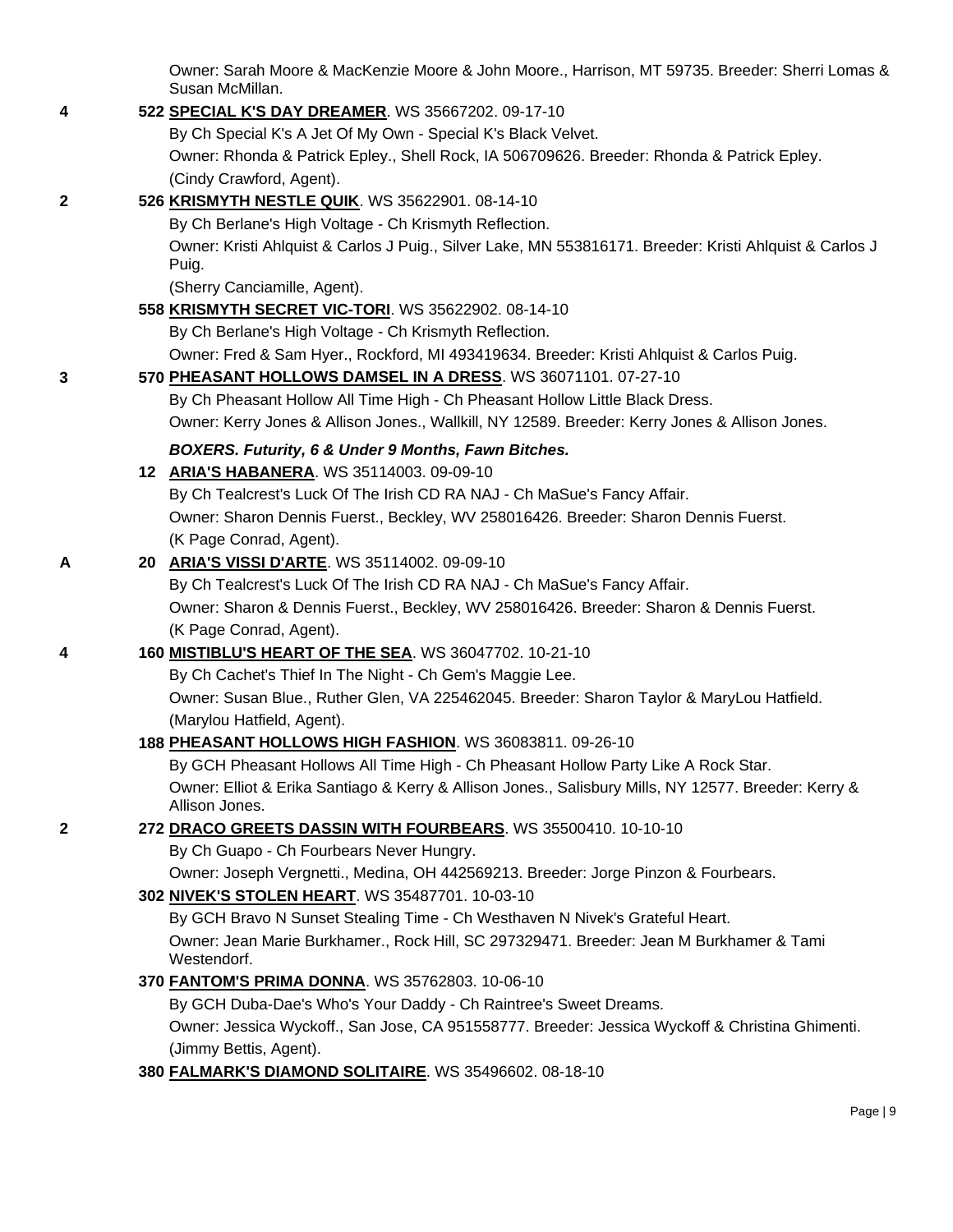Owner: Sarah Moore & MacKenzie Moore & John Moore., Harrison, MT 59735. Breeder: Sherri Lomas & Susan McMillan.

**4** **522 SPECIAL K'S DAY DREAMER**. WS 35667202. 09-17-10
By Ch Special K's A Jet Of My Own - Special K's Black Velvet.
Owner: Rhonda & Patrick Epley., Shell Rock, IA 506709626. Breeder: Rhonda & Patrick Epley.
(Cindy Crawford, Agent).

**2** **526 KRISMYTH NESTLE QUIK**. WS 35622901. 08-14-10
By Ch Berlane's High Voltage - Ch Krismyth Reflection.
Owner: Kristi Ahlquist & Carlos J Puig., Silver Lake, MN 553816171. Breeder: Kristi Ahlquist & Carlos J Puig.
(Sherry Canciamille, Agent).

**558 KRISMYTH SECRET VIC-TORI**. WS 35622902. 08-14-10
By Ch Berlane's High Voltage - Ch Krismyth Reflection.
Owner: Fred & Sam Hyer., Rockford, MI 493419634. Breeder: Kristi Ahlquist & Carlos Puig.

**3** **570 PHEASANT HOLLOWS DAMSEL IN A DRESS**. WS 36071101. 07-27-10
By Ch Pheasant Hollow All Time High - Ch Pheasant Hollow Little Black Dress.
Owner: Kerry Jones & Allison Jones., Wallkill, NY 12589. Breeder: Kerry Jones & Allison Jones.

***BOXERS. Futurity, 6 & Under 9 Months, Fawn Bitches.***

**12 ARIA'S HABANERA**. WS 35114003. 09-09-10
By Ch Tealcrest's Luck Of The Irish CD RA NAJ - Ch MaSue's Fancy Affair.
Owner: Sharon Dennis Fuerst., Beckley, WV 258016426. Breeder: Sharon Dennis Fuerst.
(K Page Conrad, Agent).

**A** **20 ARIA'S VISSI D'ARTE**. WS 35114002. 09-09-10
By Ch Tealcrest's Luck Of The Irish CD RA NAJ - Ch MaSue's Fancy Affair.
Owner: Sharon & Dennis Fuerst., Beckley, WV 258016426. Breeder: Sharon & Dennis Fuerst.
(K Page Conrad, Agent).

**4** **160 MISTIBLU'S HEART OF THE SEA**. WS 36047702. 10-21-10
By Ch Cachet's Thief In The Night - Ch Gem's Maggie Lee.
Owner: Susan Blue., Ruther Glen, VA 225462045. Breeder: Sharon Taylor & MaryLou Hatfield.
(Marylou Hatfield, Agent).

**188 PHEASANT HOLLOWS HIGH FASHION**. WS 36083811. 09-26-10
By GCH Pheasant Hollows All Time High - Ch Pheasant Hollow Party Like A Rock Star.
Owner: Elliot & Erika Santiago & Kerry & Allison Jones., Salisbury Mills, NY 12577. Breeder: Kerry & Allison Jones.

**2** **272 DRACO GREETS DASSIN WITH FOURBEARS**. WS 35500410. 10-10-10
By Ch Guapo - Ch Fourbears Never Hungry.
Owner: Joseph Vergnetti., Medina, OH 442569213. Breeder: Jorge Pinzon & Fourbears.

**302 NIVEK'S STOLEN HEART**. WS 35487701. 10-03-10
By GCH Bravo N Sunset Stealing Time - Ch Westhaven N Nivek's Grateful Heart.
Owner: Jean Marie Burkhamer., Rock Hill, SC 297329471. Breeder: Jean M Burkhamer & Tami Westendorf.

**370 FANTOM'S PRIMA DONNA**. WS 35762803. 10-06-10
By GCH Duba-Dae's Who's Your Daddy - Ch Raintree's Sweet Dreams.
Owner: Jessica Wyckoff., San Jose, CA 951558777. Breeder: Jessica Wyckoff & Christina Ghimenti.
(Jimmy Bettis, Agent).

**380 FALMARK'S DIAMOND SOLITAIRE**. WS 35496602. 08-18-10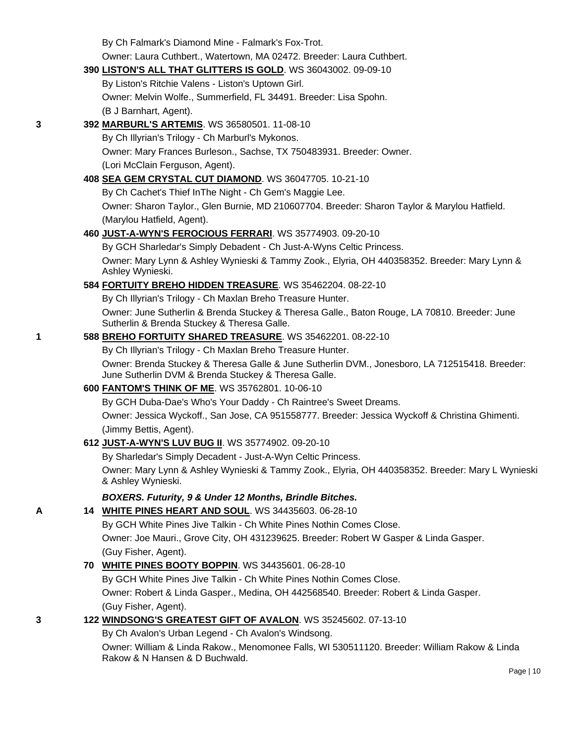By Ch Falmark's Diamond Mine - Falmark's Fox-Trot.

Owner: Laura Cuthbert., Watertown, MA 02472. Breeder: Laura Cuthbert.

390 **LISTON'S ALL THAT GLITTERS IS GOLD**. WS 36043002. 09-09-10

By Liston's Ritchie Valens - Liston's Uptown Girl.

Owner: Melvin Wolfe., Summerfield, FL 34491. Breeder: Lisa Spohn.

(B J Barnhart, Agent).

3 392 **MARBURL'S ARTEMIS**. WS 36580501. 11-08-10

By Ch Illyrian's Trilogy - Ch Marburl's Mykonos.

Owner: Mary Frances Burleson., Sachse, TX 750483931. Breeder: Owner.

(Lori McClain Ferguson, Agent).

408 **SEA GEM CRYSTAL CUT DIAMOND**. WS 36047705. 10-21-10

By Ch Cachet's Thief InThe Night - Ch Gem's Maggie Lee.

Owner: Sharon Taylor., Glen Burnie, MD 210607704. Breeder: Sharon Taylor & Marylou Hatfield.

(Marylou Hatfield, Agent).

460 **JUST-A-WYN'S FEROCIOUS FERRARI**. WS 35774903. 09-20-10

By GCH Sharledar's Simply Debadent - Ch Just-A-Wyns Celtic Princess.

Owner: Mary Lynn & Ashley Wynieski & Tammy Zook., Elyria, OH 440358352. Breeder: Mary Lynn & Ashley Wynieski.

584 **FORTUITY BREHO HIDDEN TREASURE**. WS 35462204. 08-22-10

By Ch Illyrian's Trilogy - Ch Maxlan Breho Treasure Hunter.

Owner: June Sutherlin & Brenda Stuckey & Theresa Galle., Baton Rouge, LA 70810. Breeder: June Sutherlin & Brenda Stuckey & Theresa Galle.

1 588 **BREHO FORTUITY SHARED TREASURE**. WS 35462201. 08-22-10

By Ch Illyrian's Trilogy - Ch Maxlan Breho Treasure Hunter.

Owner: Brenda Stuckey & Theresa Galle & June Sutherlin DVM., Jonesboro, LA 712515418. Breeder: June Sutherlin DVM & Brenda Stuckey & Theresa Galle.

600 **FANTOM'S THINK OF ME**. WS 35762801. 10-06-10

By GCH Duba-Dae's Who's Your Daddy - Ch Raintree's Sweet Dreams.

Owner: Jessica Wyckoff., San Jose, CA 951558777. Breeder: Jessica Wyckoff & Christina Ghimenti.

(Jimmy Bettis, Agent).

612 **JUST-A-WYN'S LUV BUG II**. WS 35774902. 09-20-10

By Sharledar's Simply Decadent - Just-A-Wyn Celtic Princess.

Owner: Mary Lynn & Ashley Wynieski & Tammy Zook., Elyria, OH 440358352. Breeder: Mary L Wynieski & Ashley Wynieski.

***BOXERS. Futurity, 9 & Under 12 Months, Brindle Bitches.***

A 14 **WHITE PINES HEART AND SOUL**. WS 34435603. 06-28-10

By GCH White Pines Jive Talkin - Ch White Pines Nothin Comes Close.

Owner: Joe Mauri., Grove City, OH 431239625. Breeder: Robert W Gasper & Linda Gasper.

(Guy Fisher, Agent).

70 **WHITE PINES BOOTY BOPPIN**. WS 34435601. 06-28-10

By GCH White Pines Jive Talkin - Ch White Pines Nothin Comes Close.

Owner: Robert & Linda Gasper., Medina, OH 442568540. Breeder: Robert & Linda Gasper.

(Guy Fisher, Agent).

3 122 **WINDSONG'S GREATEST GIFT OF AVALON**. WS 35245602. 07-13-10

By Ch Avalon's Urban Legend - Ch Avalon's Windsong.

Owner: William & Linda Rakow., Menomonee Falls, WI 530511120. Breeder: William Rakow & Linda Rakow & N Hansen & D Buchwald.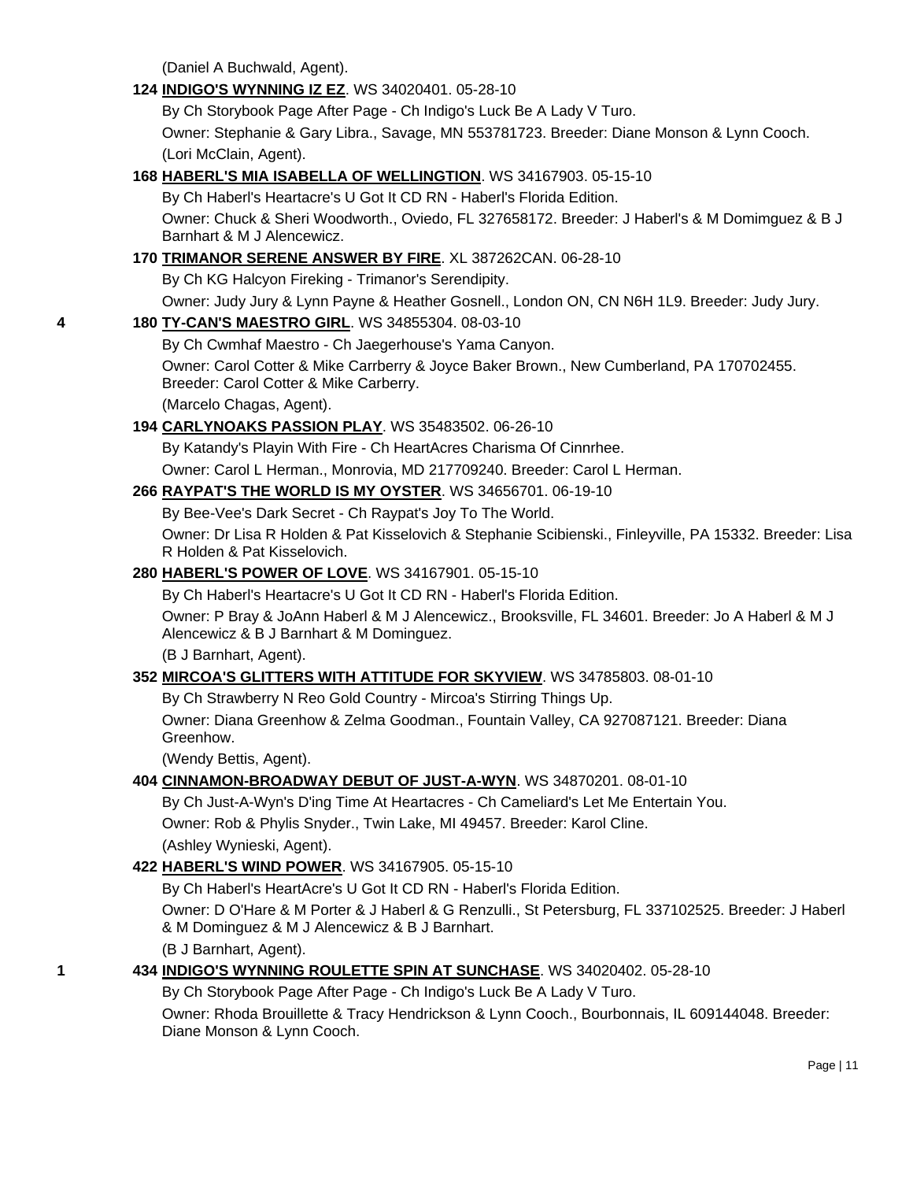(Daniel A Buchwald, Agent).

**124 INDIGO'S WYNNING IZ EZ**. WS 34020401. 05-28-10

By Ch Storybook Page After Page - Ch Indigo's Luck Be A Lady V Turo.

Owner: Stephanie & Gary Libra., Savage, MN 553781723. Breeder: Diane Monson & Lynn Cooch.

(Lori McClain, Agent).

**168 HABERL'S MIA ISABELLA OF WELLINGTION**. WS 34167903. 05-15-10

By Ch Haberl's Heartacre's U Got It CD RN - Haberl's Florida Edition.

Owner: Chuck & Sheri Woodworth., Oviedo, FL 327658172. Breeder: J Haberl's & M Domimguez & B J Barnhart & M J Alencewicz.

**170 TRIMANOR SERENE ANSWER BY FIRE**. XL 387262CAN. 06-28-10

By Ch KG Halcyon Fireking - Trimanor's Serendipity.

Owner: Judy Jury & Lynn Payne & Heather Gosnell., London ON, CN N6H 1L9. Breeder: Judy Jury.

4 **180 TY-CAN'S MAESTRO GIRL**. WS 34855304. 08-03-10

By Ch Cwmhaf Maestro - Ch Jaegerhouse's Yama Canyon.

Owner: Carol Cotter & Mike Carrberry & Joyce Baker Brown., New Cumberland, PA 170702455. Breeder: Carol Cotter & Mike Carberry.

(Marcelo Chagas, Agent).

**194 CARLYNOAKS PASSION PLAY**. WS 35483502. 06-26-10

By Katandy's Playin With Fire - Ch HeartAcres Charisma Of Cinnrhee.

Owner: Carol L Herman., Monrovia, MD 217709240. Breeder: Carol L Herman.

**266 RAYPAT'S THE WORLD IS MY OYSTER**. WS 34656701. 06-19-10

By Bee-Vee's Dark Secret - Ch Raypat's Joy To The World.

Owner: Dr Lisa R Holden & Pat Kisselovich & Stephanie Scibienski., Finleyville, PA 15332. Breeder: Lisa R Holden & Pat Kisselovich.

**280 HABERL'S POWER OF LOVE**. WS 34167901. 05-15-10

By Ch Haberl's Heartacre's U Got It CD RN - Haberl's Florida Edition.

Owner: P Bray & JoAnn Haberl & M J Alencewicz., Brooksville, FL 34601. Breeder: Jo A Haberl & M J Alencewicz & B J Barnhart & M Dominguez.

(B J Barnhart, Agent).

**352 MIRCOA'S GLITTERS WITH ATTITUDE FOR SKYVIEW**. WS 34785803. 08-01-10

By Ch Strawberry N Reo Gold Country - Mircoa's Stirring Things Up.

Owner: Diana Greenhow & Zelma Goodman., Fountain Valley, CA 927087121. Breeder: Diana Greenhow.

(Wendy Bettis, Agent).

**404 CINNAMON-BROADWAY DEBUT OF JUST-A-WYN**. WS 34870201. 08-01-10

By Ch Just-A-Wyn's D'ing Time At Heartacres - Ch Cameliard's Let Me Entertain You.

Owner: Rob & Phylis Snyder., Twin Lake, MI 49457. Breeder: Karol Cline.

(Ashley Wynieski, Agent).

**422 HABERL'S WIND POWER**. WS 34167905. 05-15-10

By Ch Haberl's HeartAcre's U Got It CD RN - Haberl's Florida Edition.

Owner: D O'Hare & M Porter & J Haberl & G Renzulli., St Petersburg, FL 337102525. Breeder: J Haberl & M Dominguez & M J Alencewicz & B J Barnhart.

(B J Barnhart, Agent).

1 **434 INDIGO'S WYNNING ROULETTE SPIN AT SUNCHASE**. WS 34020402. 05-28-10

By Ch Storybook Page After Page - Ch Indigo's Luck Be A Lady V Turo.

Owner: Rhoda Brouillette & Tracy Hendrickson & Lynn Cooch., Bourbonnais, IL 609144048. Breeder: Diane Monson & Lynn Cooch.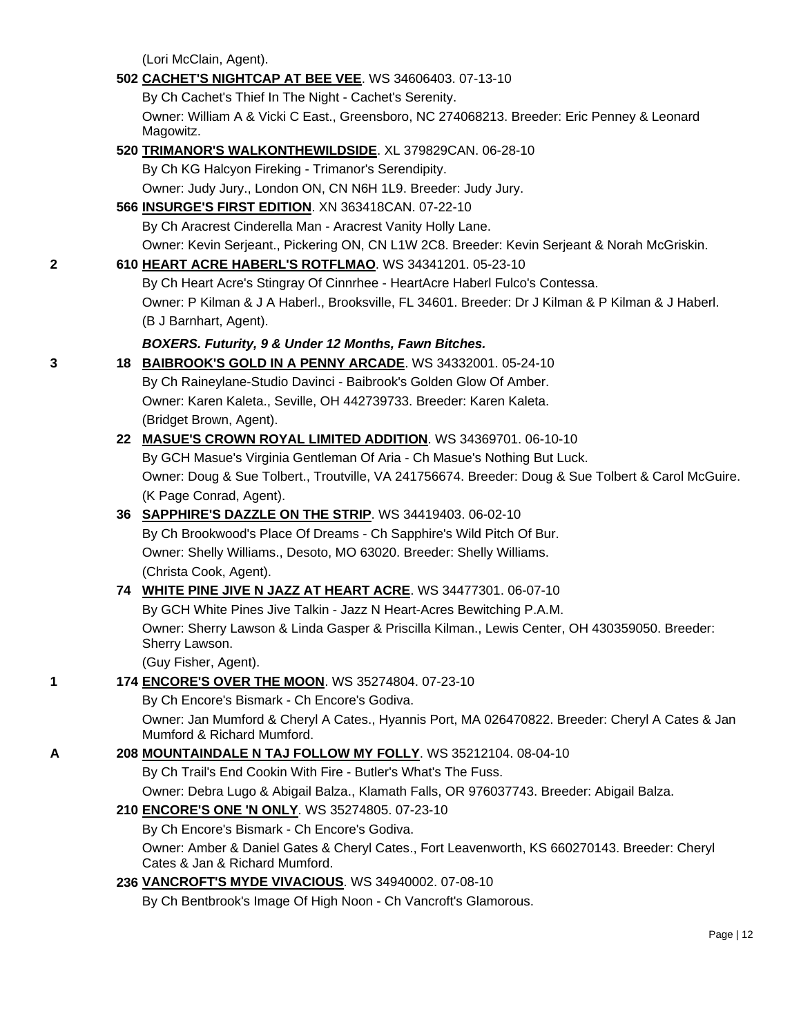(Lori McClain, Agent).

**502 CACHET'S NIGHTCAP AT BEE VEE**. WS 34606403. 07-13-10
By Ch Cachet's Thief In The Night - Cachet's Serenity.
Owner: William A & Vicki C East., Greensboro, NC 274068213. Breeder: Eric Penney & Leonard Magowitz.

**520 TRIMANOR'S WALKONTHEWILDSIDE**. XL 379829CAN. 06-28-10
By Ch KG Halcyon Fireking - Trimanor's Serendipity.
Owner: Judy Jury., London ON, CN N6H 1L9. Breeder: Judy Jury.

**566 INSURGE'S FIRST EDITION**. XN 363418CAN. 07-22-10
By Ch Aracrest Cinderella Man - Aracrest Vanity Holly Lane.
Owner: Kevin Serjeant., Pickering ON, CN L1W 2C8. Breeder: Kevin Serjeant & Norah McGriskin.

2 **610 HEART ACRE HABERL'S ROTFLMAO**. WS 34341201. 05-23-10
By Ch Heart Acre's Stingray Of Cinnrhee - HeartAcre Haberl Fulco's Contessa.
Owner: P Kilman & J A Haberl., Brooksville, FL 34601. Breeder: Dr J Kilman & P Kilman & J Haberl.
(B J Barnhart, Agent).

***BOXERS. Futurity, 9 & Under 12 Months, Fawn Bitches.***

3 **18 BAIBROOK'S GOLD IN A PENNY ARCADE**. WS 34332001. 05-24-10
By Ch Raineylane-Studio Davinci - Baibrook's Golden Glow Of Amber.
Owner: Karen Kaleta., Seville, OH 442739733. Breeder: Karen Kaleta.
(Bridget Brown, Agent).

**22 MASUE'S CROWN ROYAL LIMITED ADDITION**. WS 34369701. 06-10-10
By GCH Masue's Virginia Gentleman Of Aria - Ch Masue's Nothing But Luck.
Owner: Doug & Sue Tolbert., Troutville, VA 241756674. Breeder: Doug & Sue Tolbert & Carol McGuire.
(K Page Conrad, Agent).

**36 SAPPHIRE'S DAZZLE ON THE STRIP**. WS 34419403. 06-02-10
By Ch Brookwood's Place Of Dreams - Ch Sapphire's Wild Pitch Of Bur.
Owner: Shelly Williams., Desoto, MO 63020. Breeder: Shelly Williams.
(Christa Cook, Agent).

**74 WHITE PINE JIVE N JAZZ AT HEART ACRE**. WS 34477301. 06-07-10
By GCH White Pines Jive Talkin - Jazz N Heart-Acres Bewitching P.A.M.
Owner: Sherry Lawson & Linda Gasper & Priscilla Kilman., Lewis Center, OH 430359050. Breeder: Sherry Lawson.
(Guy Fisher, Agent).

1 **174 ENCORE'S OVER THE MOON**. WS 35274804. 07-23-10
By Ch Encore's Bismark - Ch Encore's Godiva.
Owner: Jan Mumford & Cheryl A Cates., Hyannis Port, MA 026470822. Breeder: Cheryl A Cates & Jan Mumford & Richard Mumford.

A **208 MOUNTAINDALE N TAJ FOLLOW MY FOLLY**. WS 35212104. 08-04-10
By Ch Trail's End Cookin With Fire - Butler's What's The Fuss.
Owner: Debra Lugo & Abigail Balza., Klamath Falls, OR 976037743. Breeder: Abigail Balza.

**210 ENCORE'S ONE 'N ONLY**. WS 35274805. 07-23-10
By Ch Encore's Bismark - Ch Encore's Godiva.
Owner: Amber & Daniel Gates & Cheryl Cates., Fort Leavenworth, KS 660270143. Breeder: Cheryl Cates & Jan & Richard Mumford.

**236 VANCROFT'S MYDE VIVACIOUS**. WS 34940002. 07-08-10
By Ch Bentbrook's Image Of High Noon - Ch Vancroft's Glamorous.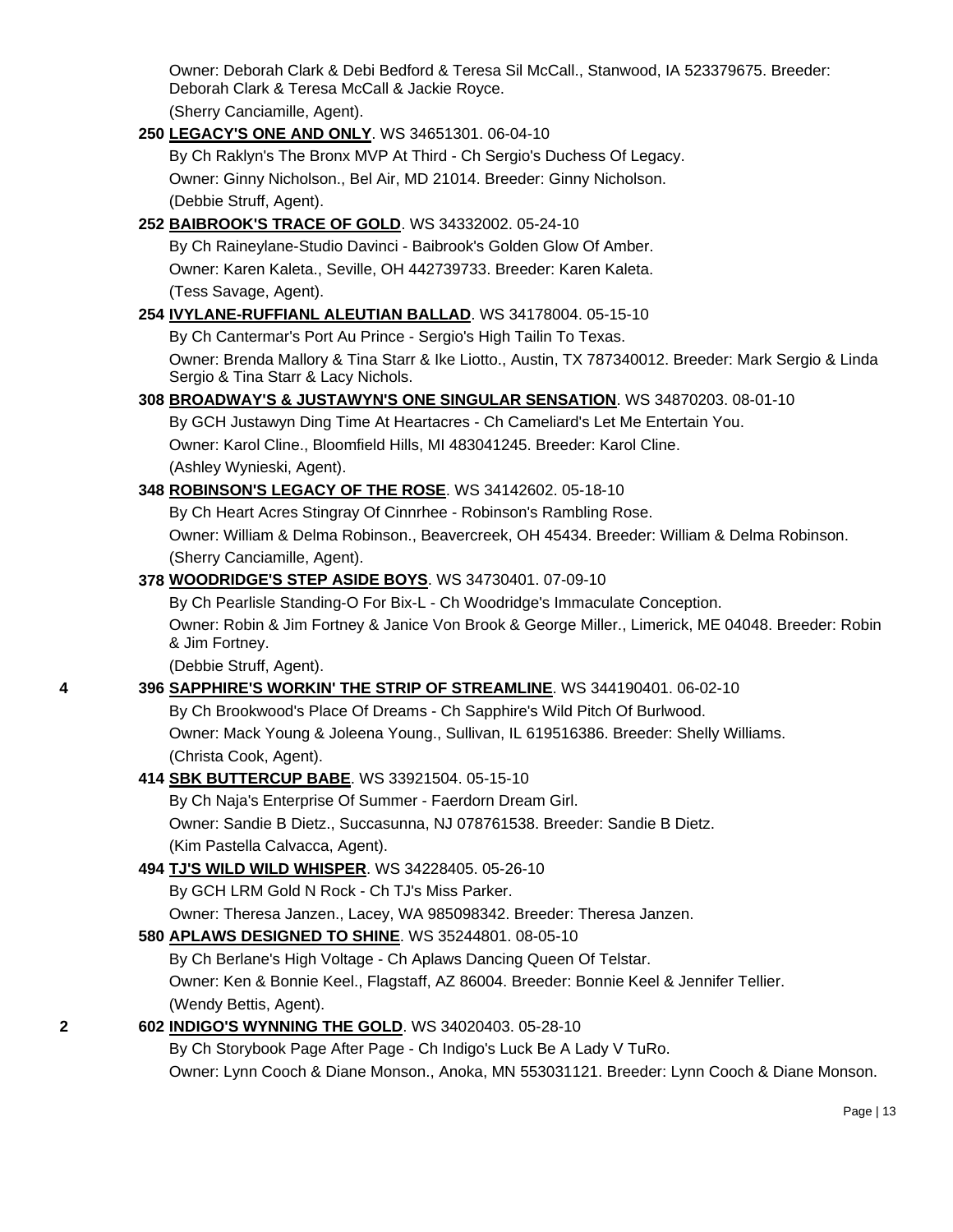Owner: Deborah Clark & Debi Bedford & Teresa Sil McCall., Stanwood, IA 523379675. Breeder: Deborah Clark & Teresa McCall & Jackie Royce.

(Sherry Canciamille, Agent).

**250 LEGACY'S ONE AND ONLY**. WS 34651301. 06-04-10

By Ch Raklyn's The Bronx MVP At Third - Ch Sergio's Duchess Of Legacy.

Owner: Ginny Nicholson., Bel Air, MD 21014. Breeder: Ginny Nicholson.

(Debbie Struff, Agent).

**252 BAIBROOK'S TRACE OF GOLD**. WS 34332002. 05-24-10

By Ch Raineylane-Studio Davinci - Baibrook's Golden Glow Of Amber.

Owner: Karen Kaleta., Seville, OH 442739733. Breeder: Karen Kaleta.

(Tess Savage, Agent).

**254 IVYLANE-RUFFIANL ALEUTIAN BALLAD**. WS 34178004. 05-15-10

By Ch Cantermar's Port Au Prince - Sergio's High Tailin To Texas.

Owner: Brenda Mallory & Tina Starr & Ike Liotto., Austin, TX 787340012. Breeder: Mark Sergio & Linda Sergio & Tina Starr & Lacy Nichols.

**308 BROADWAY'S & JUSTAWYN'S ONE SINGULAR SENSATION**. WS 34870203. 08-01-10

By GCH Justawyn Ding Time At Heartacres - Ch Cameliard's Let Me Entertain You.

Owner: Karol Cline., Bloomfield Hills, MI 483041245. Breeder: Karol Cline.

(Ashley Wynieski, Agent).

**348 ROBINSON'S LEGACY OF THE ROSE**. WS 34142602. 05-18-10

By Ch Heart Acres Stingray Of Cinnrhee - Robinson's Rambling Rose.

Owner: William & Delma Robinson., Beavercreek, OH 45434. Breeder: William & Delma Robinson.

(Sherry Canciamille, Agent).

**378 WOODRIDGE'S STEP ASIDE BOYS**. WS 34730401. 07-09-10

By Ch Pearlisle Standing-O For Bix-L - Ch Woodridge's Immaculate Conception.

Owner: Robin & Jim Fortney & Janice Von Brook & George Miller., Limerick, ME 04048. Breeder: Robin & Jim Fortney.

(Debbie Struff, Agent).

4 **396 SAPPHIRE'S WORKIN' THE STRIP OF STREAMLINE**. WS 344190401. 06-02-10

By Ch Brookwood's Place Of Dreams - Ch Sapphire's Wild Pitch Of Burlwood.

Owner: Mack Young & Joleena Young., Sullivan, IL 619516386. Breeder: Shelly Williams.

(Christa Cook, Agent).

**414 SBK BUTTERCUP BABE**. WS 33921504. 05-15-10

By Ch Naja's Enterprise Of Summer - Faerdorn Dream Girl.

Owner: Sandie B Dietz., Succasunna, NJ 078761538. Breeder: Sandie B Dietz.

(Kim Pastella Calvacca, Agent).

**494 TJ'S WILD WILD WHISPER**. WS 34228405. 05-26-10

By GCH LRM Gold N Rock - Ch TJ's Miss Parker.

Owner: Theresa Janzen., Lacey, WA 985098342. Breeder: Theresa Janzen.

**580 APLAWS DESIGNED TO SHINE**. WS 35244801. 08-05-10

By Ch Berlane's High Voltage - Ch Aplaws Dancing Queen Of Telstar.

Owner: Ken & Bonnie Keel., Flagstaff, AZ 86004. Breeder: Bonnie Keel & Jennifer Tellier.

(Wendy Bettis, Agent).

2 **602 INDIGO'S WYNNING THE GOLD**. WS 34020403. 05-28-10

By Ch Storybook Page After Page - Ch Indigo's Luck Be A Lady V TuRo.

Owner: Lynn Cooch & Diane Monson., Anoka, MN 553031121. Breeder: Lynn Cooch & Diane Monson.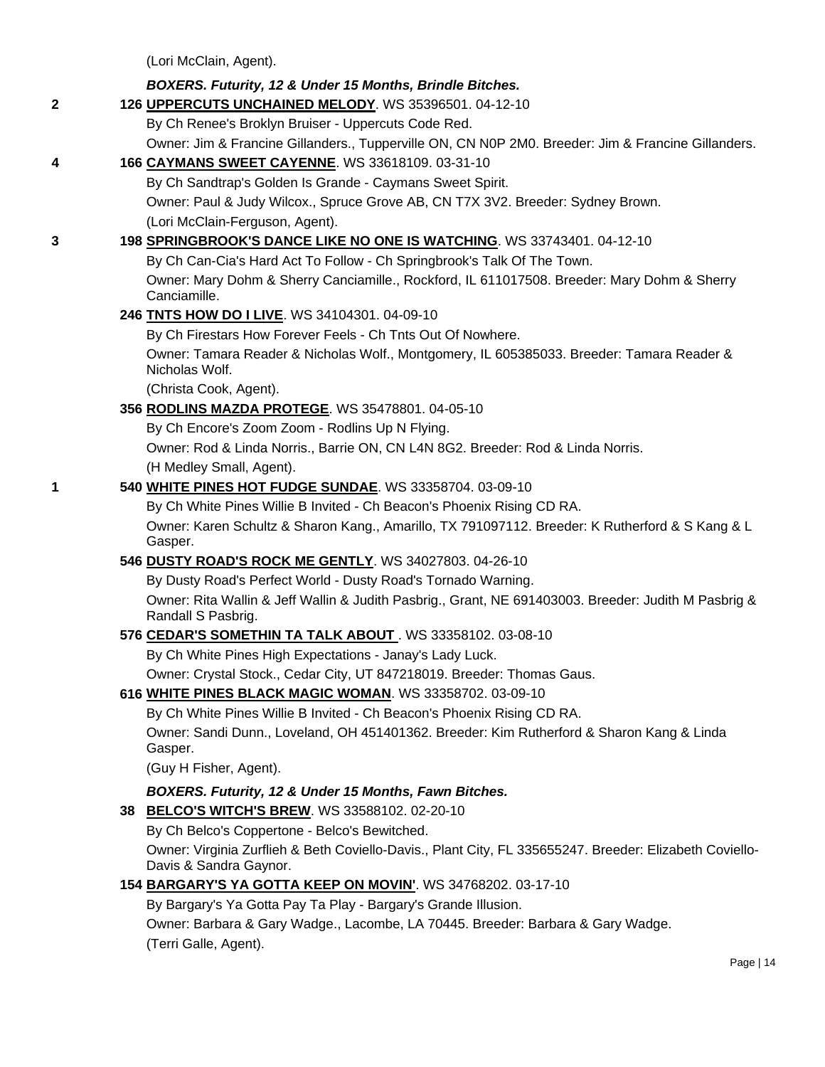(Lori McClain, Agent).

***BOXERS. Futurity, 12 & Under 15 Months, Brindle Bitches.***

**2** 126 **UPPERCUTS UNCHAINED MELODY**. WS 35396501. 04-12-10
By Ch Renee's Broklyn Bruiser - Uppercuts Code Red.
Owner: Jim & Francine Gillanders., Tupperville ON, CN N0P 2M0. Breeder: Jim & Francine Gillanders.

**4** 166 **CAYMANS SWEET CAYENNE**. WS 33618109. 03-31-10
By Ch Sandtrap's Golden Is Grande - Caymans Sweet Spirit.
Owner: Paul & Judy Wilcox., Spruce Grove AB, CN T7X 3V2. Breeder: Sydney Brown.
(Lori McClain-Ferguson, Agent).

**3** 198 **SPRINGBROOK'S DANCE LIKE NO ONE IS WATCHING**. WS 33743401. 04-12-10
By Ch Can-Cia's Hard Act To Follow - Ch Springbrook's Talk Of The Town.
Owner: Mary Dohm & Sherry Canciamille., Rockford, IL 611017508. Breeder: Mary Dohm & Sherry Canciamille.

246 **TNTS HOW DO I LIVE**. WS 34104301. 04-09-10
By Ch Firestars How Forever Feels - Ch Tnts Out Of Nowhere.
Owner: Tamara Reader & Nicholas Wolf., Montgomery, IL 605385033. Breeder: Tamara Reader & Nicholas Wolf.
(Christa Cook, Agent).

356 **RODLINS MAZDA PROTEGE**. WS 35478801. 04-05-10
By Ch Encore's Zoom Zoom - Rodlins Up N Flying.
Owner: Rod & Linda Norris., Barrie ON, CN L4N 8G2. Breeder: Rod & Linda Norris.
(H Medley Small, Agent).

**1** 540 **WHITE PINES HOT FUDGE SUNDAE**. WS 33358704. 03-09-10
By Ch White Pines Willie B Invited - Ch Beacon's Phoenix Rising CD RA.
Owner: Karen Schultz & Sharon Kang., Amarillo, TX 791097112. Breeder: K Rutherford & S Kang & L Gasper.

546 **DUSTY ROAD'S ROCK ME GENTLY**. WS 34027803. 04-26-10
By Dusty Road's Perfect World - Dusty Road's Tornado Warning.
Owner: Rita Wallin & Jeff Wallin & Judith Pasbrig., Grant, NE 691403003. Breeder: Judith M Pasbrig & Randall S Pasbrig.

576 **CEDAR'S SOMETHIN TA TALK ABOUT** . WS 33358102. 03-08-10
By Ch White Pines High Expectations - Janay's Lady Luck.
Owner: Crystal Stock., Cedar City, UT 847218019. Breeder: Thomas Gaus.

616 **WHITE PINES BLACK MAGIC WOMAN**. WS 33358702. 03-09-10
By Ch White Pines Willie B Invited - Ch Beacon's Phoenix Rising CD RA.
Owner: Sandi Dunn., Loveland, OH 451401362. Breeder: Kim Rutherford & Sharon Kang & Linda Gasper.
(Guy H Fisher, Agent).

***BOXERS. Futurity, 12 & Under 15 Months, Fawn Bitches.***

38 **BELCO'S WITCH'S BREW**. WS 33588102. 02-20-10
By Ch Belco's Coppertone - Belco's Bewitched.
Owner: Virginia Zurflieh & Beth Coviello-Davis., Plant City, FL 335655247. Breeder: Elizabeth Coviello-Davis & Sandra Gaynor.

154 **BARGARY'S YA GOTTA KEEP ON MOVIN'**. WS 34768202. 03-17-10
By Bargary's Ya Gotta Pay Ta Play - Bargary's Grande Illusion.
Owner: Barbara & Gary Wadge., Lacombe, LA 70445. Breeder: Barbara & Gary Wadge.
(Terri Galle, Agent).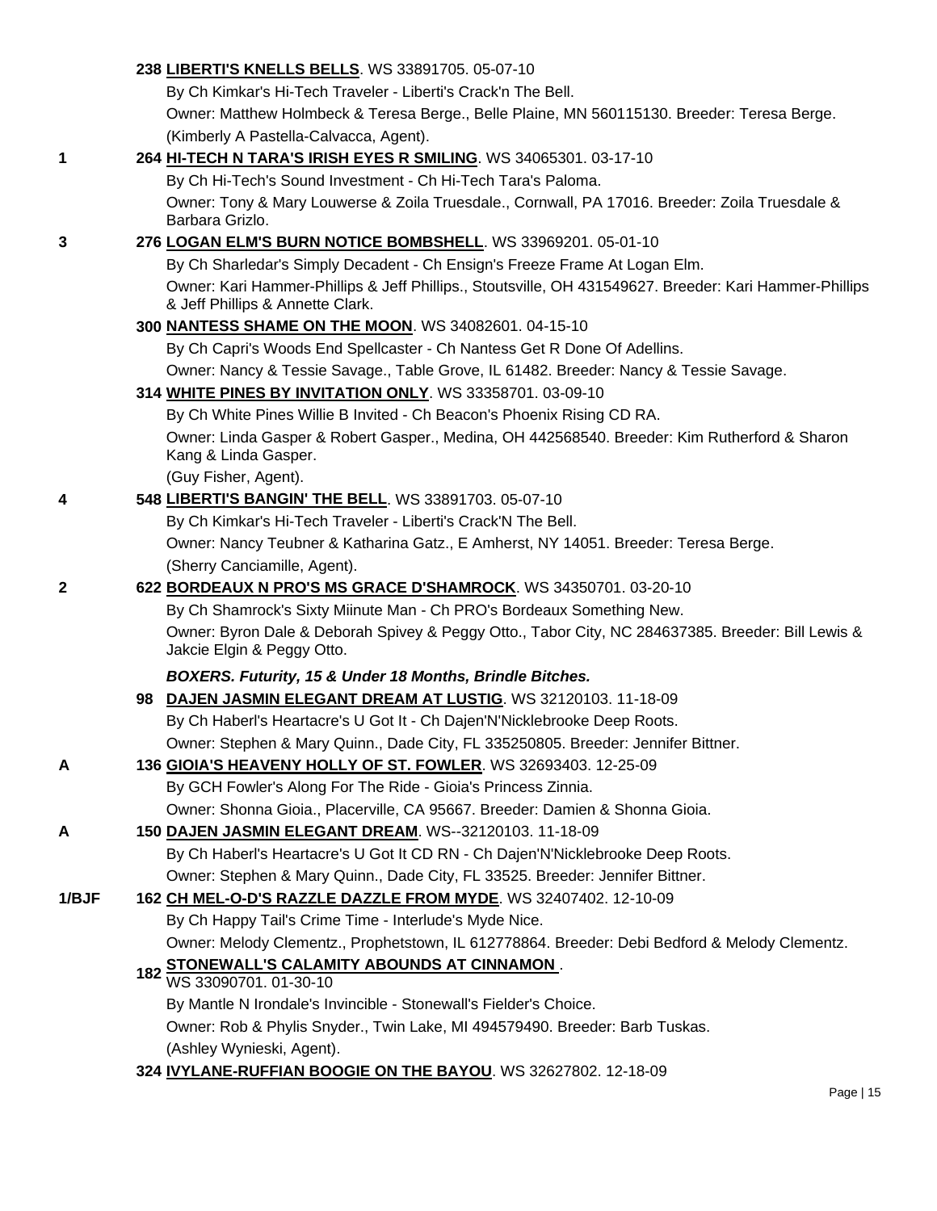**238 LIBERTI'S KNELLS BELLS**. WS 33891705. 05-07-10
By Ch Kimkar's Hi-Tech Traveler - Liberti's Crack'n The Bell.
Owner: Matthew Holmbeck & Teresa Berge., Belle Plaine, MN 560115130. Breeder: Teresa Berge.
(Kimberly A Pastella-Calvacca, Agent).

1 **264 HI-TECH N TARA'S IRISH EYES R SMILING**. WS 34065301. 03-17-10
By Ch Hi-Tech's Sound Investment - Ch Hi-Tech Tara's Paloma.
Owner: Tony & Mary Louwerse & Zoila Truesdale., Cornwall, PA 17016. Breeder: Zoila Truesdale & Barbara Grizlo.

3 **276 LOGAN ELM'S BURN NOTICE BOMBSHELL**. WS 33969201. 05-01-10
By Ch Sharledar's Simply Decadent - Ch Ensign's Freeze Frame At Logan Elm.
Owner: Kari Hammer-Phillips & Jeff Phillips., Stoutsville, OH 431549627. Breeder: Kari Hammer-Phillips & Jeff Phillips & Annette Clark.

**300 NANTESS SHAME ON THE MOON**. WS 34082601. 04-15-10
By Ch Capri's Woods End Spellcaster - Ch Nantess Get R Done Of Adellins.
Owner: Nancy & Tessie Savage., Table Grove, IL 61482. Breeder: Nancy & Tessie Savage.

**314 WHITE PINES BY INVITATION ONLY**. WS 33358701. 03-09-10
By Ch White Pines Willie B Invited - Ch Beacon's Phoenix Rising CD RA.
Owner: Linda Gasper & Robert Gasper., Medina, OH 442568540. Breeder: Kim Rutherford & Sharon Kang & Linda Gasper.
(Guy Fisher, Agent).

4 **548 LIBERTI'S BANGIN' THE BELL**. WS 33891703. 05-07-10
By Ch Kimkar's Hi-Tech Traveler - Liberti's Crack'N The Bell.
Owner: Nancy Teubner & Katharina Gatz., E Amherst, NY 14051. Breeder: Teresa Berge.
(Sherry Canciamille, Agent).

2 **622 BORDEAUX N PRO'S MS GRACE D'SHAMROCK**. WS 34350701. 03-20-10
By Ch Shamrock's Sixty Miinute Man - Ch PRO's Bordeaux Something New.
Owner: Byron Dale & Deborah Spivey & Peggy Otto., Tabor City, NC 284637385. Breeder: Bill Lewis & Jakcie Elgin & Peggy Otto.

***BOXERS. Futurity, 15 & Under 18 Months, Brindle Bitches.***

**98 DAJEN JASMIN ELEGANT DREAM AT LUSTIG**. WS 32120103. 11-18-09
By Ch Haberl's Heartacre's U Got It - Ch Dajen'N'Nicklebrooke Deep Roots.
Owner: Stephen & Mary Quinn., Dade City, FL 335250805. Breeder: Jennifer Bittner.

A **136 GIOIA'S HEAVENY HOLLY OF ST. FOWLER**. WS 32693403. 12-25-09
By GCH Fowler's Along For The Ride - Gioia's Princess Zinnia.
Owner: Shonna Gioia., Placerville, CA 95667. Breeder: Damien & Shonna Gioia.

A **150 DAJEN JASMIN ELEGANT DREAM**. WS--32120103. 11-18-09
By Ch Haberl's Heartacre's U Got It CD RN - Ch Dajen'N'Nicklebrooke Deep Roots.
Owner: Stephen & Mary Quinn., Dade City, FL 33525. Breeder: Jennifer Bittner.

1/BJF **162 CH MEL-O-D'S RAZZLE DAZZLE FROM MYDE**. WS 32407402. 12-10-09
By Ch Happy Tail's Crime Time - Interlude's Myde Nice.
Owner: Melody Clementz., Prophetstown, IL 612778864. Breeder: Debi Bedford & Melody Clementz.

**182 STONEWALL'S CALAMITY ABOUNDS AT CINNAMON**. WS 33090701. 01-30-10
By Mantle N Irondale's Invincible - Stonewall's Fielder's Choice.
Owner: Rob & Phylis Snyder., Twin Lake, MI 494579490. Breeder: Barb Tuskas.
(Ashley Wynieski, Agent).

**324 IVYLANE-RUFFIAN BOOGIE ON THE BAYOU**. WS 32627802. 12-18-09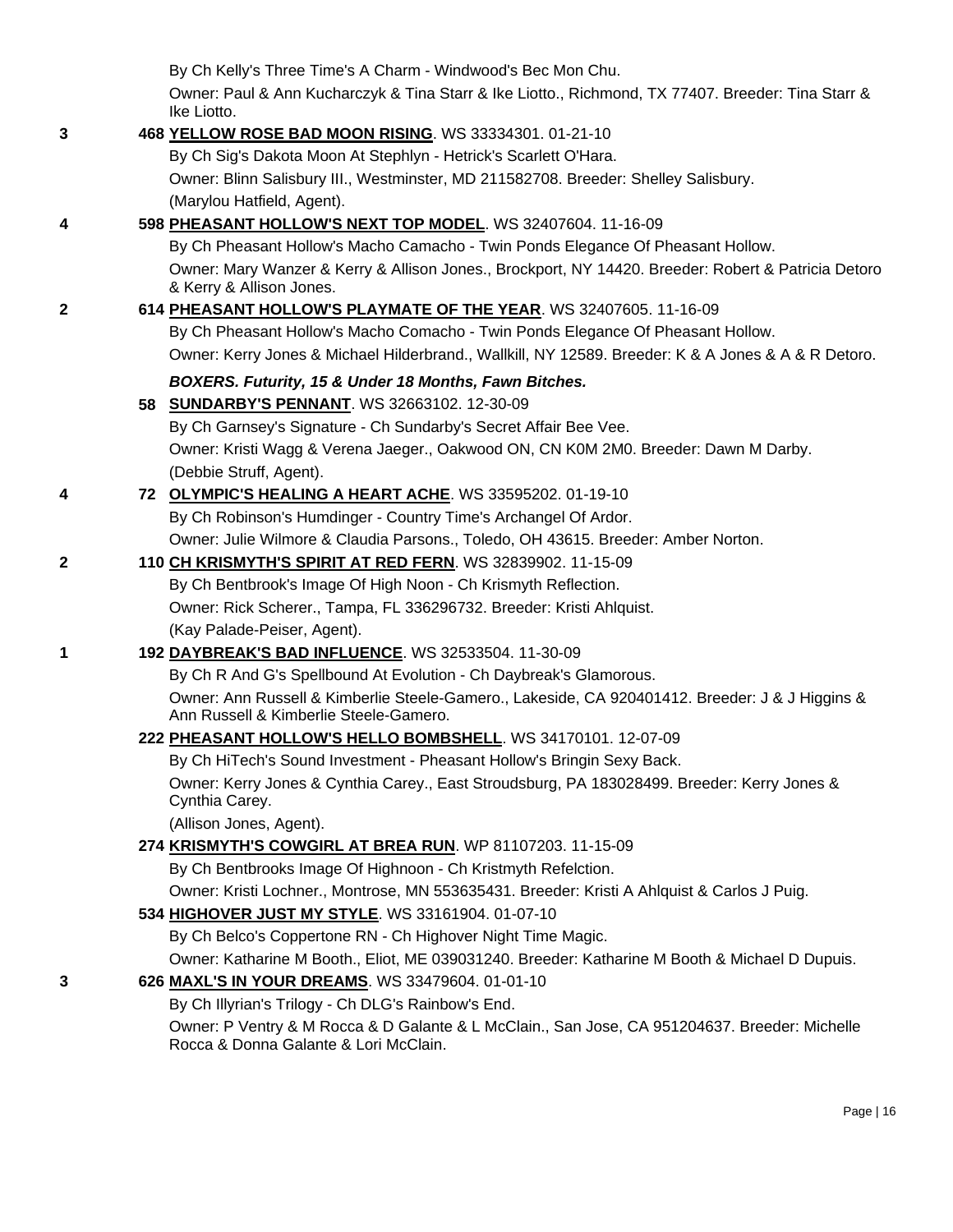By Ch Kelly's Three Time's A Charm - Windwood's Bec Mon Chu.
Owner: Paul & Ann Kucharczyk & Tina Starr & Ike Liotto., Richmond, TX 77407. Breeder: Tina Starr & Ike Liotto.

3 **468 YELLOW ROSE BAD MOON RISING**. WS 33334301. 01-21-10
By Ch Sig's Dakota Moon At Stephlyn - Hetrick's Scarlett O'Hara.
Owner: Blinn Salisbury III., Westminster, MD 211582708. Breeder: Shelley Salisbury.
(Marylou Hatfield, Agent).

4 **598 PHEASANT HOLLOW'S NEXT TOP MODEL**. WS 32407604. 11-16-09
By Ch Pheasant Hollow's Macho Camacho - Twin Ponds Elegance Of Pheasant Hollow.
Owner: Mary Wanzer & Kerry & Allison Jones., Brockport, NY 14420. Breeder: Robert & Patricia Detoro & Kerry & Allison Jones.

2 **614 PHEASANT HOLLOW'S PLAYMATE OF THE YEAR**. WS 32407605. 11-16-09
By Ch Pheasant Hollow's Macho Comacho - Twin Ponds Elegance Of Pheasant Hollow.
Owner: Kerry Jones & Michael Hilderbrand., Wallkill, NY 12589. Breeder: K & A Jones & A & R Detoro.

***BOXERS. Futurity, 15 & Under 18 Months, Fawn Bitches.***

**58 SUNDARBY'S PENNANT**. WS 32663102. 12-30-09
By Ch Garnsey's Signature - Ch Sundarby's Secret Affair Bee Vee.
Owner: Kristi Wagg & Verena Jaeger., Oakwood ON, CN K0M 2M0. Breeder: Dawn M Darby.
(Debbie Struff, Agent).

4 **72 OLYMPIC'S HEALING A HEART ACHE**. WS 33595202. 01-19-10
By Ch Robinson's Humdinger - Country Time's Archangel Of Ardor.
Owner: Julie Wilmore & Claudia Parsons., Toledo, OH 43615. Breeder: Amber Norton.

2 **110 CH KRISMYTH'S SPIRIT AT RED FERN**. WS 32839902. 11-15-09
By Ch Bentbrook's Image Of High Noon - Ch Krismyth Reflection.
Owner: Rick Scherer., Tampa, FL 336296732. Breeder: Kristi Ahlquist.
(Kay Palade-Peiser, Agent).

1 **192 DAYBREAK'S BAD INFLUENCE**. WS 32533504. 11-30-09
By Ch R And G's Spellbound At Evolution - Ch Daybreak's Glamorous.
Owner: Ann Russell & Kimberlie Steele-Gamero., Lakeside, CA 920401412. Breeder: J & J Higgins & Ann Russell & Kimberlie Steele-Gamero.

**222 PHEASANT HOLLOW'S HELLO BOMBSHELL**. WS 34170101. 12-07-09
By Ch HiTech's Sound Investment - Pheasant Hollow's Bringin Sexy Back.
Owner: Kerry Jones & Cynthia Carey., East Stroudsburg, PA 183028499. Breeder: Kerry Jones & Cynthia Carey.
(Allison Jones, Agent).

**274 KRISMYTH'S COWGIRL AT BREA RUN**. WP 81107203. 11-15-09
By Ch Bentbrooks Image Of Highnoon - Ch Kristmyth Refelction.
Owner: Kristi Lochner., Montrose, MN 553635431. Breeder: Kristi A Ahlquist & Carlos J Puig.

**534 HIGHOVER JUST MY STYLE**. WS 33161904. 01-07-10
By Ch Belco's Coppertone RN - Ch Highover Night Time Magic.
Owner: Katharine M Booth., Eliot, ME 039031240. Breeder: Katharine M Booth & Michael D Dupuis.

3 **626 MAXL'S IN YOUR DREAMS**. WS 33479604. 01-01-10
By Ch Illyrian's Trilogy - Ch DLG's Rainbow's End.
Owner: P Ventry & M Rocca & D Galante & L McClain., San Jose, CA 951204637. Breeder: Michelle Rocca & Donna Galante & Lori McClain.